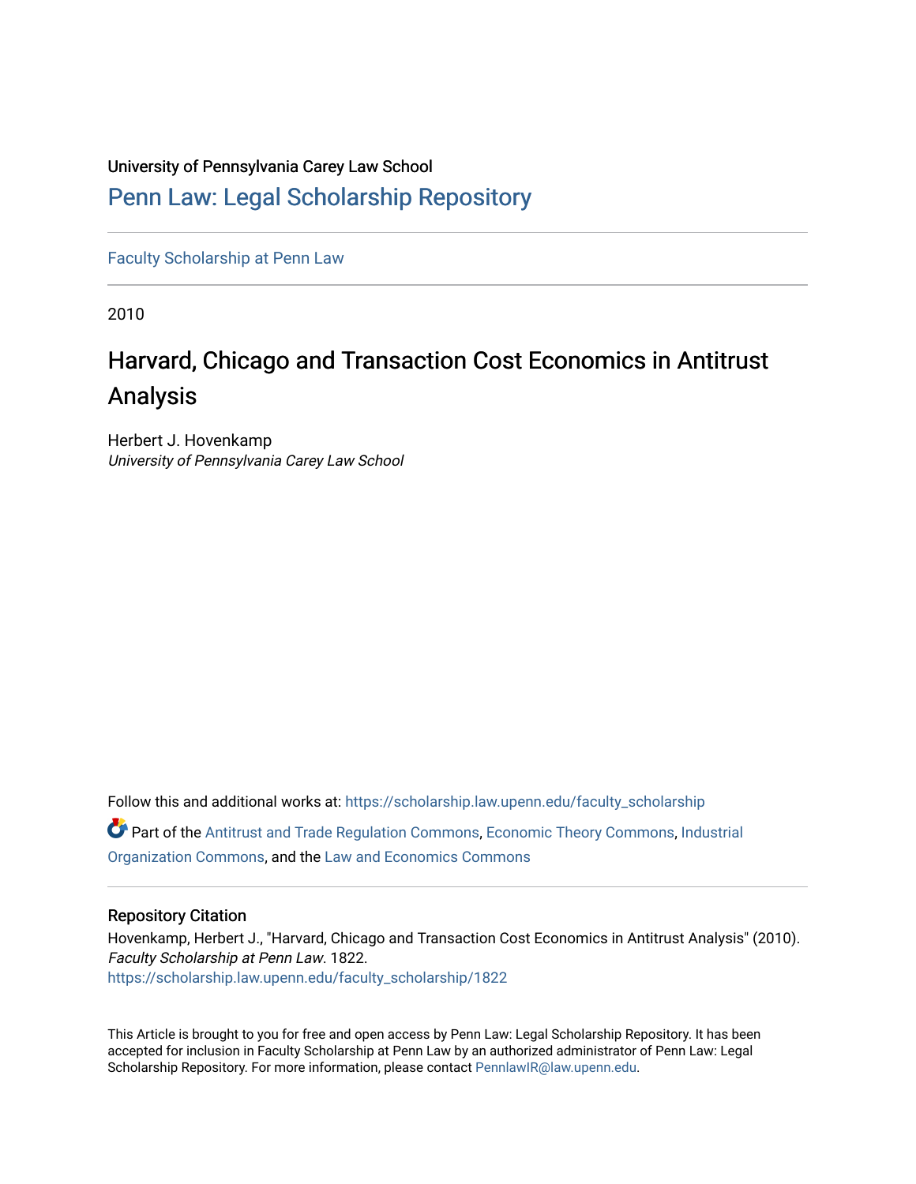University of Pennsylvania Carey Law School

# Penn Law: Legal Scholarship Repository

Faculty Scholarship at Penn Law

2010

# Harvard, Chicago and Transaction Cost Economics in Antitrust Analysis

Herbert J. Hovenkamp
*University of Pennsylvania Carey Law School*

Follow this and additional works at: https://scholarship.law.upenn.edu/faculty_scholarship

Part of the Antitrust and Trade Regulation Commons, Economic Theory Commons, Industrial Organization Commons, and the Law and Economics Commons

## Repository Citation

Hovenkamp, Herbert J., "Harvard, Chicago and Transaction Cost Economics in Antitrust Analysis" (2010). *Faculty Scholarship at Penn Law*. 1822.
https://scholarship.law.upenn.edu/faculty_scholarship/1822

This Article is brought to you for free and open access by Penn Law: Legal Scholarship Repository. It has been accepted for inclusion in Faculty Scholarship at Penn Law by an authorized administrator of Penn Law: Legal Scholarship Repository. For more information, please contact PennlawIR@law.upenn.edu.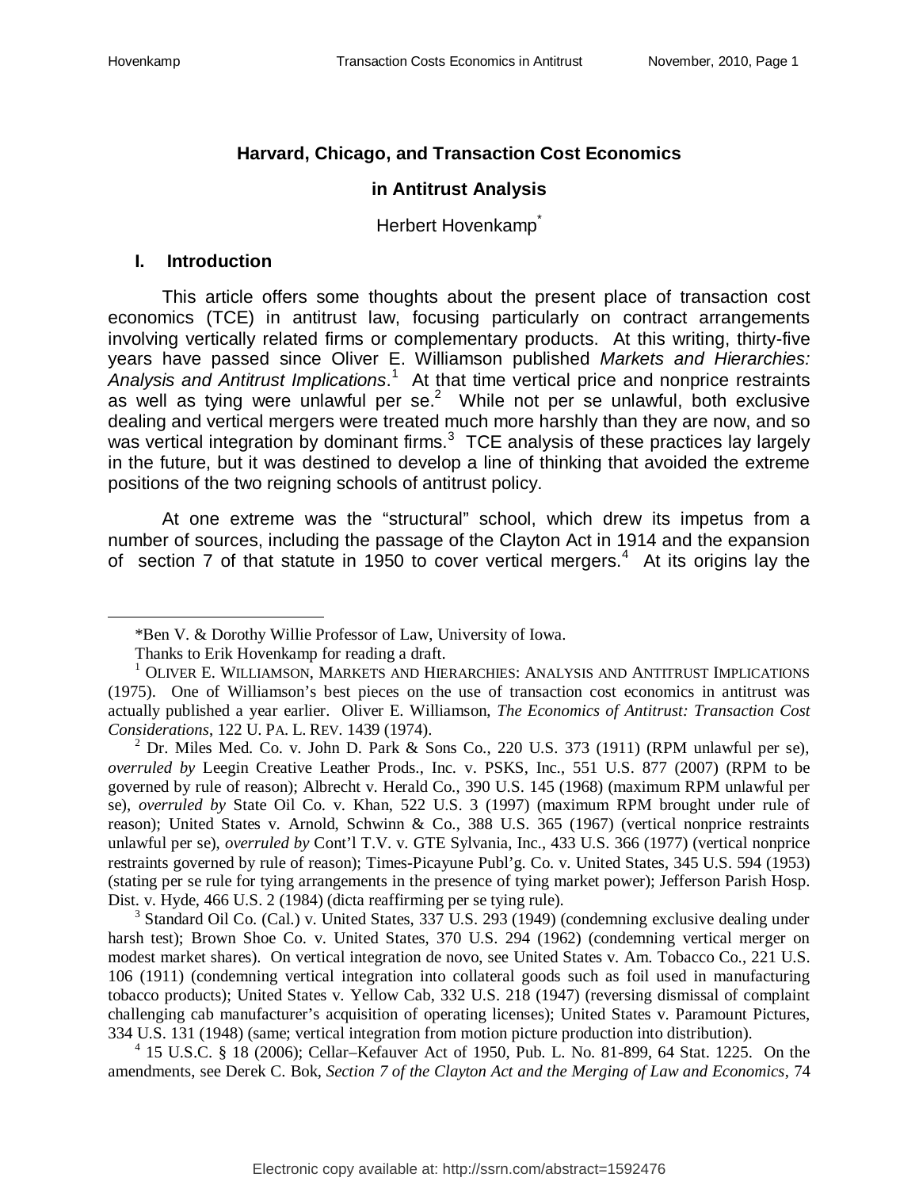## Harvard, Chicago, and Transaction Cost Economics

## in Antitrust Analysis

Herbert Hovenkamp*

### I. Introduction

This article offers some thoughts about the present place of transaction cost economics (TCE) in antitrust law, focusing particularly on contract arrangements involving vertically related firms or complementary products. At this writing, thirty-five years have passed since Oliver E. Williamson published *Markets and Hierarchies: Analysis and Antitrust Implications*.[1] At that time vertical price and nonprice restraints as well as tying were unlawful per se.[2] While not per se unlawful, both exclusive dealing and vertical mergers were treated much more harshly than they are now, and so was vertical integration by dominant firms.[3] TCE analysis of these practices lay largely in the future, but it was destined to develop a line of thinking that avoided the extreme positions of the two reigning schools of antitrust policy.

At one extreme was the "structural" school, which drew its impetus from a number of sources, including the passage of the Clayton Act in 1914 and the expansion of section 7 of that statute in 1950 to cover vertical mergers.[4] At its origins lay the

---

*Ben V. & Dorothy Willie Professor of Law, University of Iowa.

Thanks to Erik Hovenkamp for reading a draft.

[1] OLIVER E. WILLIAMSON, MARKETS AND HIERARCHIES: ANALYSIS AND ANTITRUST IMPLICATIONS (1975). One of Williamson's best pieces on the use of transaction cost economics in antitrust was actually published a year earlier. Oliver E. Williamson, *The Economics of Antitrust: Transaction Cost Considerations*, 122 U. PA. L. REV. 1439 (1974).

[2] Dr. Miles Med. Co. v. John D. Park & Sons Co., 220 U.S. 373 (1911) (RPM unlawful per se), *overruled by* Leegin Creative Leather Prods., Inc. v. PSKS, Inc., 551 U.S. 877 (2007) (RPM to be governed by rule of reason); Albrecht v. Herald Co., 390 U.S. 145 (1968) (maximum RPM unlawful per se), *overruled by* State Oil Co. v. Khan, 522 U.S. 3 (1997) (maximum RPM brought under rule of reason); United States v. Arnold, Schwinn & Co., 388 U.S. 365 (1967) (vertical nonprice restraints unlawful per se), *overruled by* Cont'l T.V. v. GTE Sylvania, Inc., 433 U.S. 366 (1977) (vertical nonprice restraints governed by rule of reason); Times-Picayune Publ'g. Co. v. United States, 345 U.S. 594 (1953) (stating per se rule for tying arrangements in the presence of tying market power); Jefferson Parish Hosp. Dist. v. Hyde, 466 U.S. 2 (1984) (dicta reaffirming per se tying rule).

[3] Standard Oil Co. (Cal.) v. United States, 337 U.S. 293 (1949) (condemning exclusive dealing under harsh test); Brown Shoe Co. v. United States, 370 U.S. 294 (1962) (condemning vertical merger on modest market shares). On vertical integration de novo, see United States v. Am. Tobacco Co., 221 U.S. 106 (1911) (condemning vertical integration into collateral goods such as foil used in manufacturing tobacco products); United States v. Yellow Cab, 332 U.S. 218 (1947) (reversing dismissal of complaint challenging cab manufacturer's acquisition of operating licenses); United States v. Paramount Pictures, 334 U.S. 131 (1948) (same; vertical integration from motion picture production into distribution).

[4] 15 U.S.C. § 18 (2006); Cellar–Kefauver Act of 1950, Pub. L. No. 81-899, 64 Stat. 1225. On the amendments, see Derek C. Bok, *Section 7 of the Clayton Act and the Merging of Law and Economics*, 74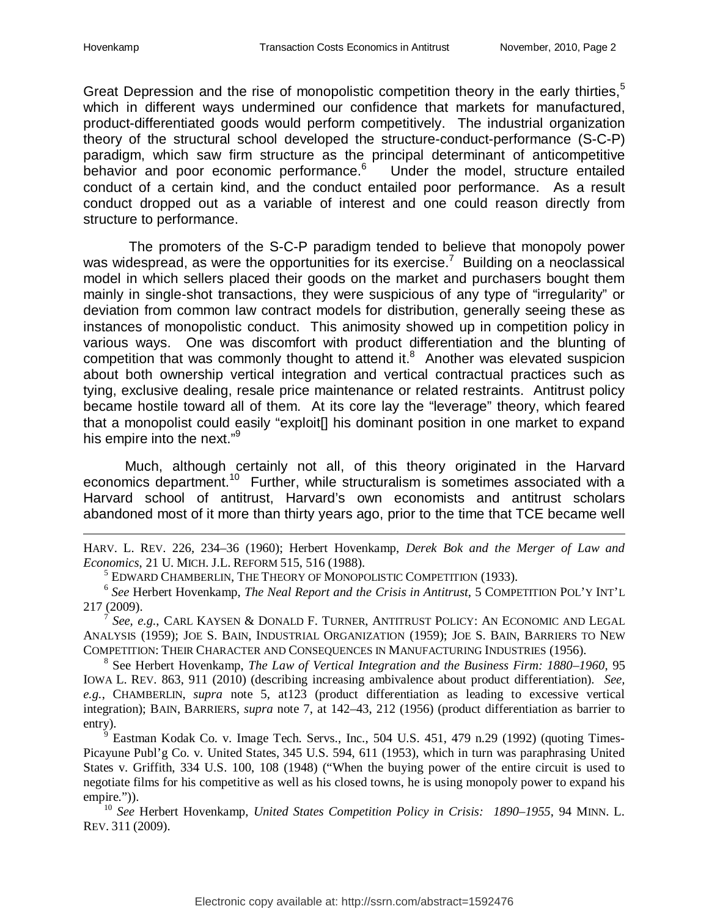Great Depression and the rise of monopolistic competition theory in the early thirties,[5] which in different ways undermined our confidence that markets for manufactured, product-differentiated goods would perform competitively. The industrial organization theory of the structural school developed the structure-conduct-performance (S-C-P) paradigm, which saw firm structure as the principal determinant of anticompetitive behavior and poor economic performance.[6] Under the model, structure entailed conduct of a certain kind, and the conduct entailed poor performance. As a result conduct dropped out as a variable of interest and one could reason directly from structure to performance.

The promoters of the S-C-P paradigm tended to believe that monopoly power was widespread, as were the opportunities for its exercise.[7] Building on a neoclassical model in which sellers placed their goods on the market and purchasers bought them mainly in single-shot transactions, they were suspicious of any type of "irregularity" or deviation from common law contract models for distribution, generally seeing these as instances of monopolistic conduct. This animosity showed up in competition policy in various ways. One was discomfort with product differentiation and the blunting of competition that was commonly thought to attend it.[8] Another was elevated suspicion about both ownership vertical integration and vertical contractual practices such as tying, exclusive dealing, resale price maintenance or related restraints. Antitrust policy became hostile toward all of them. At its core lay the "leverage" theory, which feared that a monopolist could easily "exploit[] his dominant position in one market to expand his empire into the next."[9]

Much, although certainly not all, of this theory originated in the Harvard economics department.[10] Further, while structuralism is sometimes associated with a Harvard school of antitrust, Harvard's own economists and antitrust scholars abandoned most of it more than thirty years ago, prior to the time that TCE became well

---

HARV. L. REV. 226, 234–36 (1960); Herbert Hovenkamp, *Derek Bok and the Merger of Law and Economics*, 21 U. MICH. J.L. REFORM 515, 516 (1988).

[5] EDWARD CHAMBERLIN, THE THEORY OF MONOPOLISTIC COMPETITION (1933).

[6] *See* Herbert Hovenkamp, *The Neal Report and the Crisis in Antitrust*, 5 COMPETITION POL'Y INT'L 217 (2009).

[7] *See, e.g.*, CARL KAYSEN & DONALD F. TURNER, ANTITRUST POLICY: AN ECONOMIC AND LEGAL ANALYSIS (1959); JOE S. BAIN, INDUSTRIAL ORGANIZATION (1959); JOE S. BAIN, BARRIERS TO NEW COMPETITION: THEIR CHARACTER AND CONSEQUENCES IN MANUFACTURING INDUSTRIES (1956).

[8] See Herbert Hovenkamp, *The Law of Vertical Integration and the Business Firm: 1880–1960*, 95 IOWA L. REV. 863, 911 (2010) (describing increasing ambivalence about product differentiation). *See, e.g.*, CHAMBERLIN, *supra* note 5, at123 (product differentiation as leading to excessive vertical integration); BAIN, BARRIERS, *supra* note 7, at 142–43, 212 (1956) (product differentiation as barrier to entry).

[9] Eastman Kodak Co. v. Image Tech. Servs., Inc., 504 U.S. 451, 479 n.29 (1992) (quoting Times-Picayune Publ'g Co. v. United States, 345 U.S. 594, 611 (1953), which in turn was paraphrasing United States v. Griffith, 334 U.S. 100, 108 (1948) ("When the buying power of the entire circuit is used to negotiate films for his competitive as well as his closed towns, he is using monopoly power to expand his empire.")).

[10] *See* Herbert Hovenkamp, *United States Competition Policy in Crisis: 1890–1955*, 94 MINN. L. REV. 311 (2009).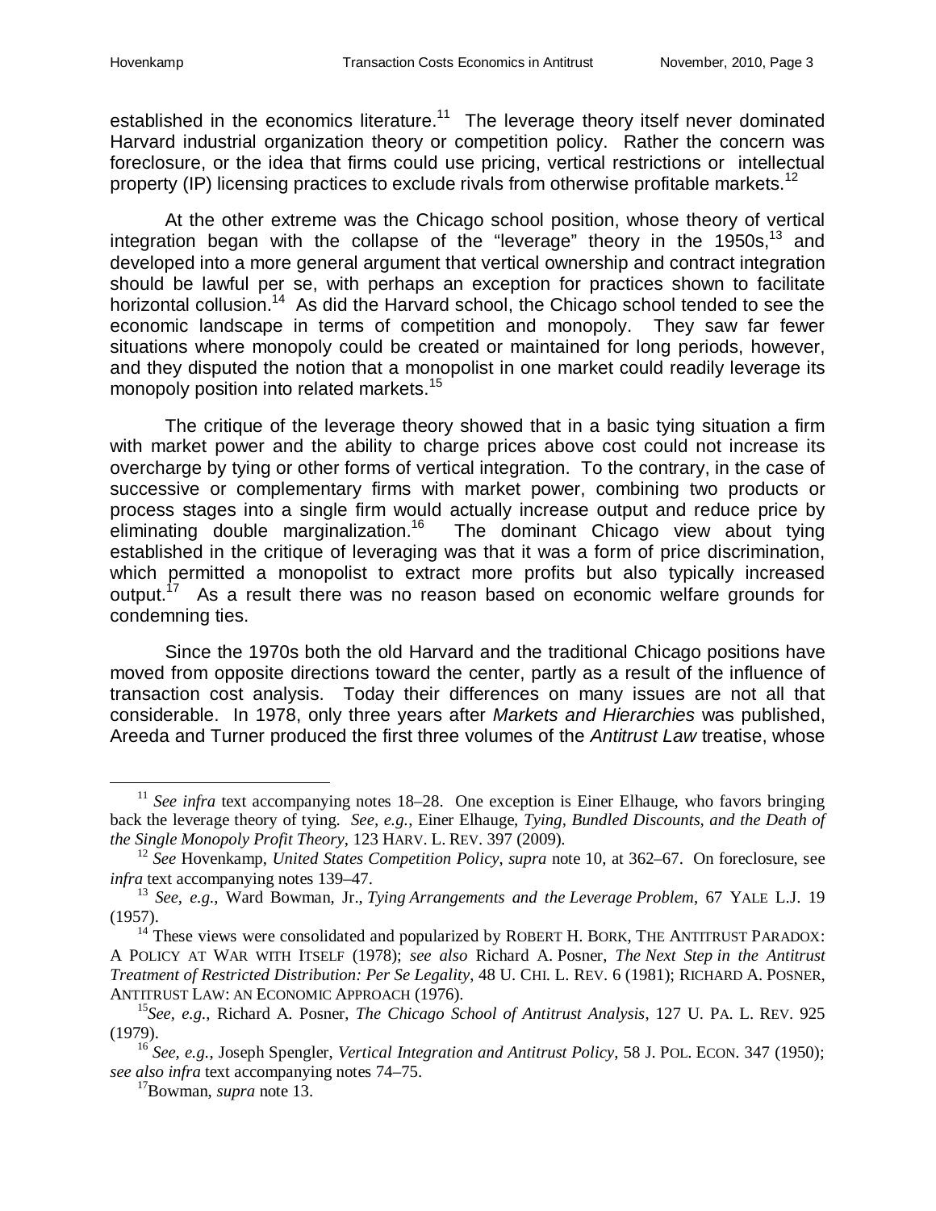established in the economics literature.[11] The leverage theory itself never dominated Harvard industrial organization theory or competition policy. Rather the concern was foreclosure, or the idea that firms could use pricing, vertical restrictions or intellectual property (IP) licensing practices to exclude rivals from otherwise profitable markets.[12]

At the other extreme was the Chicago school position, whose theory of vertical integration began with the collapse of the "leverage" theory in the 1950s,[13] and developed into a more general argument that vertical ownership and contract integration should be lawful per se, with perhaps an exception for practices shown to facilitate horizontal collusion.[14] As did the Harvard school, the Chicago school tended to see the economic landscape in terms of competition and monopoly. They saw far fewer situations where monopoly could be created or maintained for long periods, however, and they disputed the notion that a monopolist in one market could readily leverage its monopoly position into related markets.[15]

The critique of the leverage theory showed that in a basic tying situation a firm with market power and the ability to charge prices above cost could not increase its overcharge by tying or other forms of vertical integration. To the contrary, in the case of successive or complementary firms with market power, combining two products or process stages into a single firm would actually increase output and reduce price by eliminating double marginalization.[16] The dominant Chicago view about tying established in the critique of leveraging was that it was a form of price discrimination, which permitted a monopolist to extract more profits but also typically increased output.[17] As a result there was no reason based on economic welfare grounds for condemning ties.

Since the 1970s both the old Harvard and the traditional Chicago positions have moved from opposite directions toward the center, partly as a result of the influence of transaction cost analysis. Today their differences on many issues are not all that considerable. In 1978, only three years after *Markets and Hierarchies* was published, Areeda and Turner produced the first three volumes of the *Antitrust Law* treatise, whose

---

[11] *See infra* text accompanying notes 18–28. One exception is Einer Elhauge, who favors bringing back the leverage theory of tying. *See, e.g.*, Einer Elhauge, *Tying, Bundled Discounts, and the Death of the Single Monopoly Profit Theory*, 123 HARV. L. REV. 397 (2009).

[12] *See* Hovenkamp, *United States Competition Policy*, *supra* note 10, at 362–67. On foreclosure, see *infra* text accompanying notes 139–47.

[13] *See, e.g.*, Ward Bowman, Jr., *Tying Arrangements and the Leverage Problem*, 67 YALE L.J. 19 (1957).

[14] These views were consolidated and popularized by ROBERT H. BORK, THE ANTITRUST PARADOX: A POLICY AT WAR WITH ITSELF (1978); *see also* Richard A. Posner, *The Next Step in the Antitrust Treatment of Restricted Distribution: Per Se Legality*, 48 U. CHI. L. REV. 6 (1981); RICHARD A. POSNER, ANTITRUST LAW: AN ECONOMIC APPROACH (1976).

[15] *See, e.g.*, Richard A. Posner, *The Chicago School of Antitrust Analysis*, 127 U. PA. L. REV. 925 (1979).

[16] *See, e.g.*, Joseph Spengler, *Vertical Integration and Antitrust Policy*, 58 J. POL. ECON. 347 (1950); *see also infra* text accompanying notes 74–75.

[17] Bowman, *supra* note 13.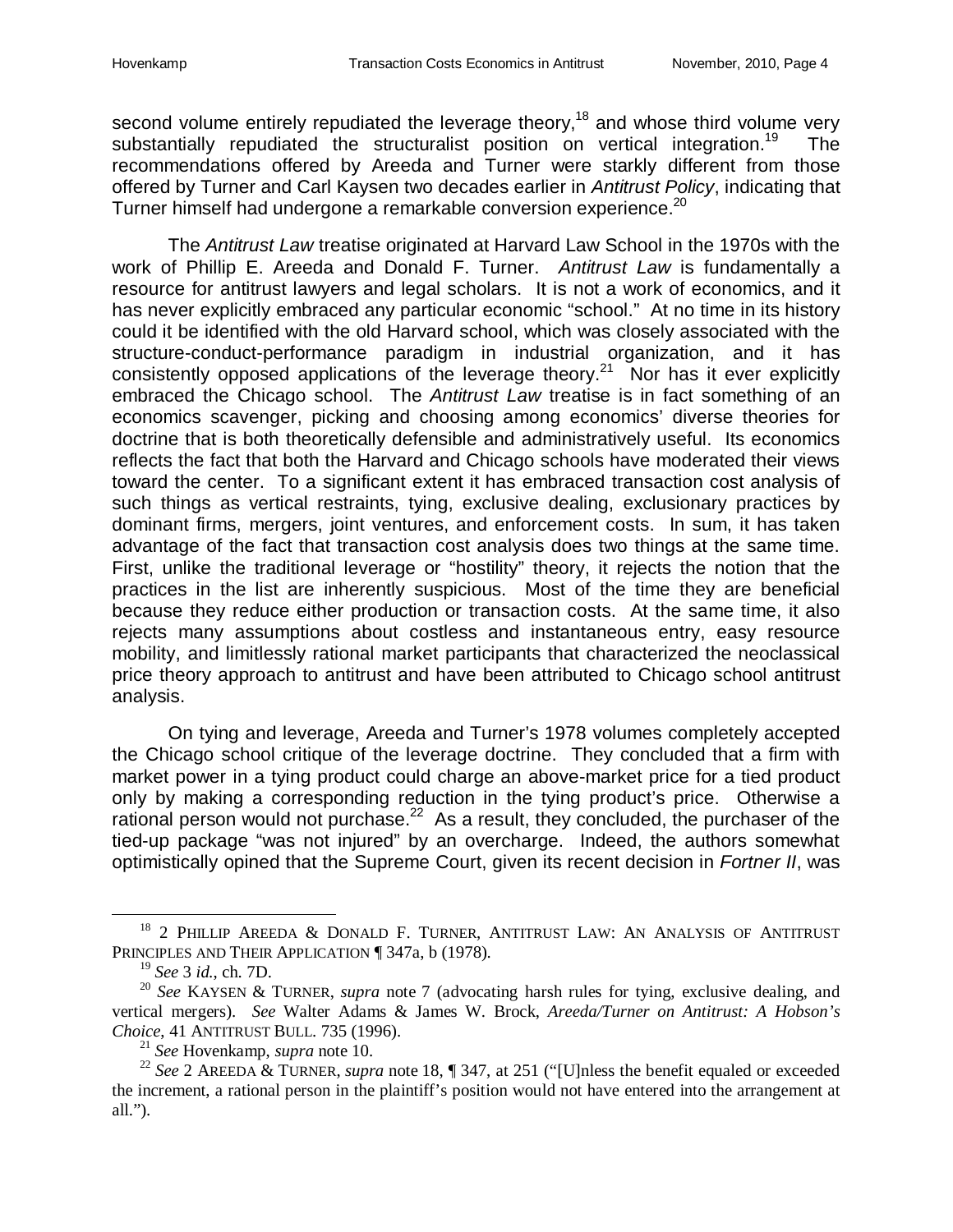second volume entirely repudiated the leverage theory,[18] and whose third volume very substantially repudiated the structuralist position on vertical integration.[19] The recommendations offered by Areeda and Turner were starkly different from those offered by Turner and Carl Kaysen two decades earlier in *Antitrust Policy*, indicating that Turner himself had undergone a remarkable conversion experience.[20]

The *Antitrust Law* treatise originated at Harvard Law School in the 1970s with the work of Phillip E. Areeda and Donald F. Turner. *Antitrust Law* is fundamentally a resource for antitrust lawyers and legal scholars. It is not a work of economics, and it has never explicitly embraced any particular economic "school." At no time in its history could it be identified with the old Harvard school, which was closely associated with the structure-conduct-performance paradigm in industrial organization, and it has consistently opposed applications of the leverage theory.[21] Nor has it ever explicitly embraced the Chicago school. The *Antitrust Law* treatise is in fact something of an economics scavenger, picking and choosing among economics' diverse theories for doctrine that is both theoretically defensible and administratively useful. Its economics reflects the fact that both the Harvard and Chicago schools have moderated their views toward the center. To a significant extent it has embraced transaction cost analysis of such things as vertical restraints, tying, exclusive dealing, exclusionary practices by dominant firms, mergers, joint ventures, and enforcement costs. In sum, it has taken advantage of the fact that transaction cost analysis does two things at the same time. First, unlike the traditional leverage or "hostility" theory, it rejects the notion that the practices in the list are inherently suspicious. Most of the time they are beneficial because they reduce either production or transaction costs. At the same time, it also rejects many assumptions about costless and instantaneous entry, easy resource mobility, and limitlessly rational market participants that characterized the neoclassical price theory approach to antitrust and have been attributed to Chicago school antitrust analysis.

On tying and leverage, Areeda and Turner's 1978 volumes completely accepted the Chicago school critique of the leverage doctrine. They concluded that a firm with market power in a tying product could charge an above-market price for a tied product only by making a corresponding reduction in the tying product's price. Otherwise a rational person would not purchase.[22] As a result, they concluded, the purchaser of the tied-up package "was not injured" by an overcharge. Indeed, the authors somewhat optimistically opined that the Supreme Court, given its recent decision in *Fortner II*, was

---

[18] 2 PHILLIP AREEDA & DONALD F. TURNER, ANTITRUST LAW: AN ANALYSIS OF ANTITRUST PRINCIPLES AND THEIR APPLICATION ¶ 347a, b (1978).

[19] *See* 3 *id.*, ch. 7D.

[20] *See* KAYSEN & TURNER, *supra* note 7 (advocating harsh rules for tying, exclusive dealing, and vertical mergers). *See* Walter Adams & James W. Brock, *Areeda/Turner on Antitrust: A Hobson's Choice*, 41 ANTITRUST BULL. 735 (1996).

[21] *See* Hovenkamp, *supra* note 10.

[22] *See* 2 AREEDA & TURNER, *supra* note 18, ¶ 347, at 251 ("[U]nless the benefit equaled or exceeded the increment, a rational person in the plaintiff's position would not have entered into the arrangement at all.").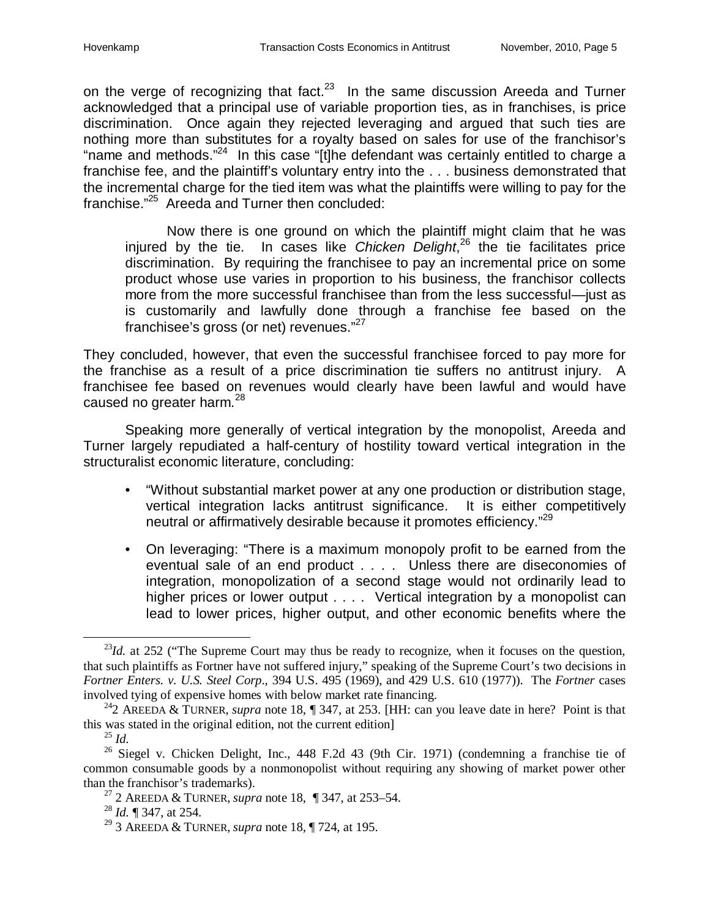on the verge of recognizing that fact.[23] In the same discussion Areeda and Turner acknowledged that a principal use of variable proportion ties, as in franchises, is price discrimination. Once again they rejected leveraging and argued that such ties are nothing more than substitutes for a royalty based on sales for use of the franchisor's "name and methods."[24] In this case "[t]he defendant was certainly entitled to charge a franchise fee, and the plaintiff's voluntary entry into the . . . business demonstrated that the incremental charge for the tied item was what the plaintiffs were willing to pay for the franchise."[25] Areeda and Turner then concluded:

> Now there is one ground on which the plaintiff might claim that he was injured by the tie. In cases like *Chicken Delight*,[26] the tie facilitates price discrimination. By requiring the franchisee to pay an incremental price on some product whose use varies in proportion to his business, the franchisor collects more from the more successful franchisee than from the less successful—just as is customarily and lawfully done through a franchise fee based on the franchisee's gross (or net) revenues."[27]

They concluded, however, that even the successful franchisee forced to pay more for the franchise as a result of a price discrimination tie suffers no antitrust injury. A franchisee fee based on revenues would clearly have been lawful and would have caused no greater harm.[28]

Speaking more generally of vertical integration by the monopolist, Areeda and Turner largely repudiated a half-century of hostility toward vertical integration in the structuralist economic literature, concluding:

- "Without substantial market power at any one production or distribution stage, vertical integration lacks antitrust significance. It is either competitively neutral or affirmatively desirable because it promotes efficiency."[29]
- On leveraging: "There is a maximum monopoly profit to be earned from the eventual sale of an end product . . . . Unless there are diseconomies of integration, monopolization of a second stage would not ordinarily lead to higher prices or lower output . . . . Vertical integration by a monopolist can lead to lower prices, higher output, and other economic benefits where the

---

[23] *Id.* at 252 ("The Supreme Court may thus be ready to recognize, when it focuses on the question, that such plaintiffs as Fortner have not suffered injury," speaking of the Supreme Court's two decisions in *Fortner Enters. v. U.S. Steel Corp*., 394 U.S. 495 (1969), and 429 U.S. 610 (1977)). The *Fortner* cases involved tying of expensive homes with below market rate financing.

[24] 2 AREEDA & TURNER, *supra* note 18, ¶ 347, at 253. [HH: can you leave date in here? Point is that this was stated in the original edition, not the current edition]

[25] *Id.*

[26] Siegel v. Chicken Delight, Inc., 448 F.2d 43 (9th Cir. 1971) (condemning a franchise tie of common consumable goods by a nonmonopolist without requiring any showing of market power other than the franchisor's trademarks).

[27] 2 AREEDA & TURNER, *supra* note 18, ¶ 347, at 253–54.

[28] *Id.* ¶ 347, at 254.

[29] 3 AREEDA & TURNER, *supra* note 18, ¶ 724, at 195.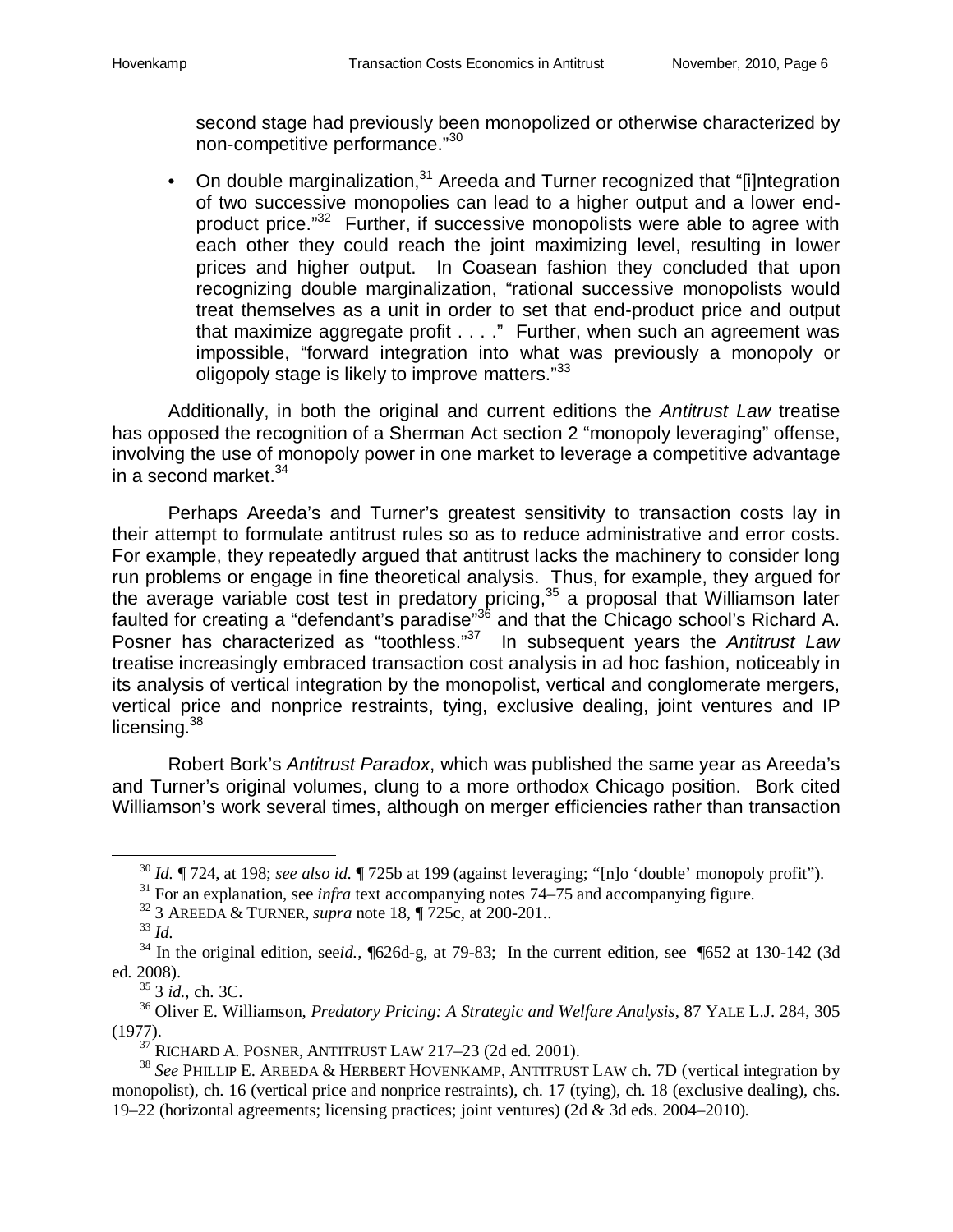second stage had previously been monopolized or otherwise characterized by non-competitive performance."[30]

- On double marginalization,[31] Areeda and Turner recognized that "[i]ntegration of two successive monopolies can lead to a higher output and a lower end-product price."[32] Further, if successive monopolists were able to agree with each other they could reach the joint maximizing level, resulting in lower prices and higher output. In Coasean fashion they concluded that upon recognizing double marginalization, "rational successive monopolists would treat themselves as a unit in order to set that end-product price and output that maximize aggregate profit . . . ." Further, when such an agreement was impossible, "forward integration into what was previously a monopoly or oligopoly stage is likely to improve matters."[33]

Additionally, in both the original and current editions the *Antitrust Law* treatise has opposed the recognition of a Sherman Act section 2 "monopoly leveraging" offense, involving the use of monopoly power in one market to leverage a competitive advantage in a second market.[34]

Perhaps Areeda's and Turner's greatest sensitivity to transaction costs lay in their attempt to formulate antitrust rules so as to reduce administrative and error costs. For example, they repeatedly argued that antitrust lacks the machinery to consider long run problems or engage in fine theoretical analysis. Thus, for example, they argued for the average variable cost test in predatory pricing,[35] a proposal that Williamson later faulted for creating a "defendant's paradise"[36] and that the Chicago school's Richard A. Posner has characterized as "toothless."[37] In subsequent years the *Antitrust Law* treatise increasingly embraced transaction cost analysis in ad hoc fashion, noticeably in its analysis of vertical integration by the monopolist, vertical and conglomerate mergers, vertical price and nonprice restraints, tying, exclusive dealing, joint ventures and IP licensing.[38]

Robert Bork's *Antitrust Paradox*, which was published the same year as Areeda's and Turner's original volumes, clung to a more orthodox Chicago position. Bork cited Williamson's work several times, although on merger efficiencies rather than transaction

---

[30] *Id.* ¶ 724, at 198; *see also id.* ¶ 725b at 199 (against leveraging; "[n]o 'double' monopoly profit").

[31] For an explanation, see *infra* text accompanying notes 74–75 and accompanying figure.

[32] 3 AREEDA & TURNER, *supra* note 18, ¶ 725c, at 200-201..

[33] *Id.*

[34] In the original edition, see*id.*, ¶626d-g, at 79-83; In the current edition, see ¶652 at 130-142 (3d ed. 2008).

[35] 3 *id.,* ch. 3C.

[36] Oliver E. Williamson, *Predatory Pricing: A Strategic and Welfare Analysis*, 87 YALE L.J. 284, 305 (1977).

[37] RICHARD A. POSNER, ANTITRUST LAW 217–23 (2d ed. 2001).

[38] *See* PHILLIP E. AREEDA & HERBERT HOVENKAMP, ANTITRUST LAW ch. 7D (vertical integration by monopolist), ch. 16 (vertical price and nonprice restraints), ch. 17 (tying), ch. 18 (exclusive dealing), chs. 19–22 (horizontal agreements; licensing practices; joint ventures) (2d & 3d eds. 2004–2010).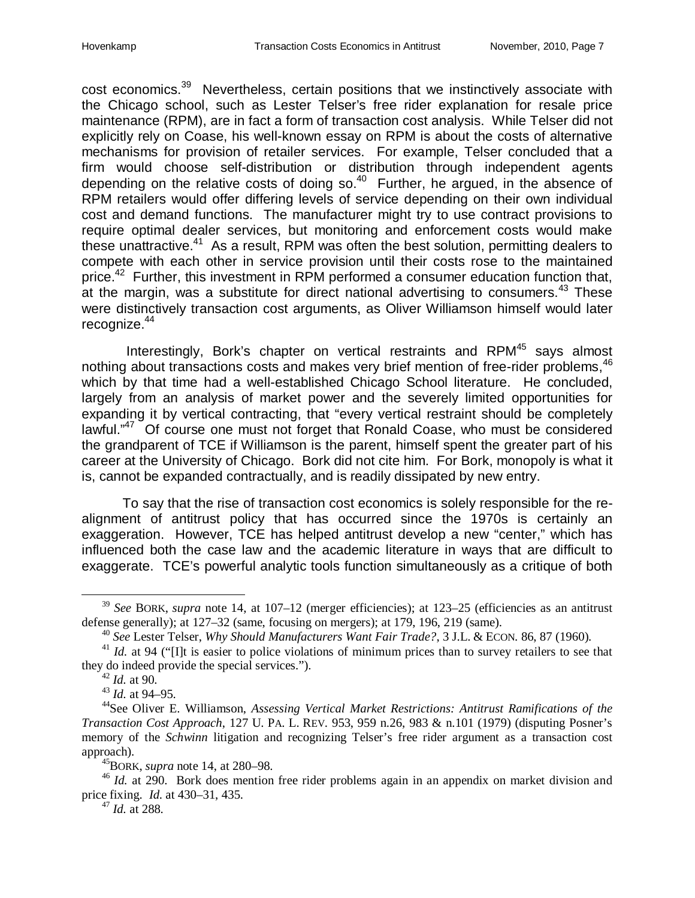cost economics.[39] Nevertheless, certain positions that we instinctively associate with the Chicago school, such as Lester Telser's free rider explanation for resale price maintenance (RPM), are in fact a form of transaction cost analysis. While Telser did not explicitly rely on Coase, his well-known essay on RPM is about the costs of alternative mechanisms for provision of retailer services. For example, Telser concluded that a firm would choose self-distribution or distribution through independent agents depending on the relative costs of doing so.[40] Further, he argued, in the absence of RPM retailers would offer differing levels of service depending on their own individual cost and demand functions. The manufacturer might try to use contract provisions to require optimal dealer services, but monitoring and enforcement costs would make these unattractive.[41] As a result, RPM was often the best solution, permitting dealers to compete with each other in service provision until their costs rose to the maintained price.[42] Further, this investment in RPM performed a consumer education function that, at the margin, was a substitute for direct national advertising to consumers.[43] These were distinctively transaction cost arguments, as Oliver Williamson himself would later recognize.[44]

Interestingly, Bork's chapter on vertical restraints and RPM[45] says almost nothing about transactions costs and makes very brief mention of free-rider problems,[46] which by that time had a well-established Chicago School literature. He concluded, largely from an analysis of market power and the severely limited opportunities for expanding it by vertical contracting, that "every vertical restraint should be completely lawful."[47] Of course one must not forget that Ronald Coase, who must be considered the grandparent of TCE if Williamson is the parent, himself spent the greater part of his career at the University of Chicago. Bork did not cite him. For Bork, monopoly is what it is, cannot be expanded contractually, and is readily dissipated by new entry.

To say that the rise of transaction cost economics is solely responsible for the re-alignment of antitrust policy that has occurred since the 1970s is certainly an exaggeration. However, TCE has helped antitrust develop a new "center," which has influenced both the case law and the academic literature in ways that are difficult to exaggerate. TCE's powerful analytic tools function simultaneously as a critique of both

---

[39] *See* BORK, *supra* note 14, at 107–12 (merger efficiencies); at 123–25 (efficiencies as an antitrust defense generally); at 127–32 (same, focusing on mergers); at 179, 196, 219 (same).

[40] *See* Lester Telser, *Why Should Manufacturers Want Fair Trade?*, 3 J.L. & ECON. 86, 87 (1960).

[41] *Id.* at 94 ("[I]t is easier to police violations of minimum prices than to survey retailers to see that they do indeed provide the special services.").

[42] *Id.* at 90.

[43] *Id.* at 94–95.

[44] See Oliver E. Williamson, *Assessing Vertical Market Restrictions: Antitrust Ramifications of the Transaction Cost Approach*, 127 U. PA. L. REV. 953, 959 n.26, 983 & n.101 (1979) (disputing Posner's memory of the *Schwinn* litigation and recognizing Telser's free rider argument as a transaction cost approach).

[45] BORK, *supra* note 14, at 280–98.

[46] *Id.* at 290. Bork does mention free rider problems again in an appendix on market division and price fixing. *Id.* at 430–31, 435.

[47] *Id.* at 288.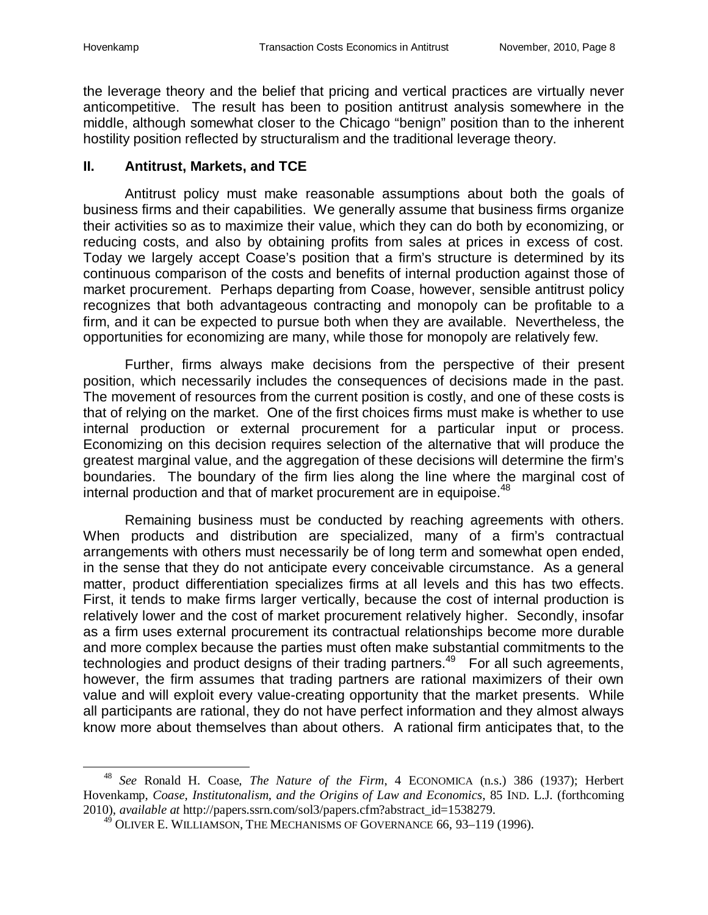the leverage theory and the belief that pricing and vertical practices are virtually never anticompetitive. The result has been to position antitrust analysis somewhere in the middle, although somewhat closer to the Chicago "benign" position than to the inherent hostility position reflected by structuralism and the traditional leverage theory.

## II. Antitrust, Markets, and TCE

Antitrust policy must make reasonable assumptions about both the goals of business firms and their capabilities. We generally assume that business firms organize their activities so as to maximize their value, which they can do both by economizing, or reducing costs, and also by obtaining profits from sales at prices in excess of cost. Today we largely accept Coase's position that a firm's structure is determined by its continuous comparison of the costs and benefits of internal production against those of market procurement. Perhaps departing from Coase, however, sensible antitrust policy recognizes that both advantageous contracting and monopoly can be profitable to a firm, and it can be expected to pursue both when they are available. Nevertheless, the opportunities for economizing are many, while those for monopoly are relatively few.

Further, firms always make decisions from the perspective of their present position, which necessarily includes the consequences of decisions made in the past. The movement of resources from the current position is costly, and one of these costs is that of relying on the market. One of the first choices firms must make is whether to use internal production or external procurement for a particular input or process. Economizing on this decision requires selection of the alternative that will produce the greatest marginal value, and the aggregation of these decisions will determine the firm's boundaries. The boundary of the firm lies along the line where the marginal cost of internal production and that of market procurement are in equipoise.[48]

Remaining business must be conducted by reaching agreements with others. When products and distribution are specialized, many of a firm's contractual arrangements with others must necessarily be of long term and somewhat open ended, in the sense that they do not anticipate every conceivable circumstance. As a general matter, product differentiation specializes firms at all levels and this has two effects. First, it tends to make firms larger vertically, because the cost of internal production is relatively lower and the cost of market procurement relatively higher. Secondly, insofar as a firm uses external procurement its contractual relationships become more durable and more complex because the parties must often make substantial commitments to the technologies and product designs of their trading partners.[49] For all such agreements, however, the firm assumes that trading partners are rational maximizers of their own value and will exploit every value-creating opportunity that the market presents. While all participants are rational, they do not have perfect information and they almost always know more about themselves than about others. A rational firm anticipates that, to the

---

[48] *See* Ronald H. Coase, *The Nature of the Firm*, 4 ECONOMICA (n.s.) 386 (1937); Herbert Hovenkamp, *Coase, Institutonalism, and the Origins of Law and Economics*, 85 IND. L.J. (forthcoming 2010), *available at* http://papers.ssrn.com/sol3/papers.cfm?abstract_id=1538279.

[49] OLIVER E. WILLIAMSON, THE MECHANISMS OF GOVERNANCE 66, 93–119 (1996).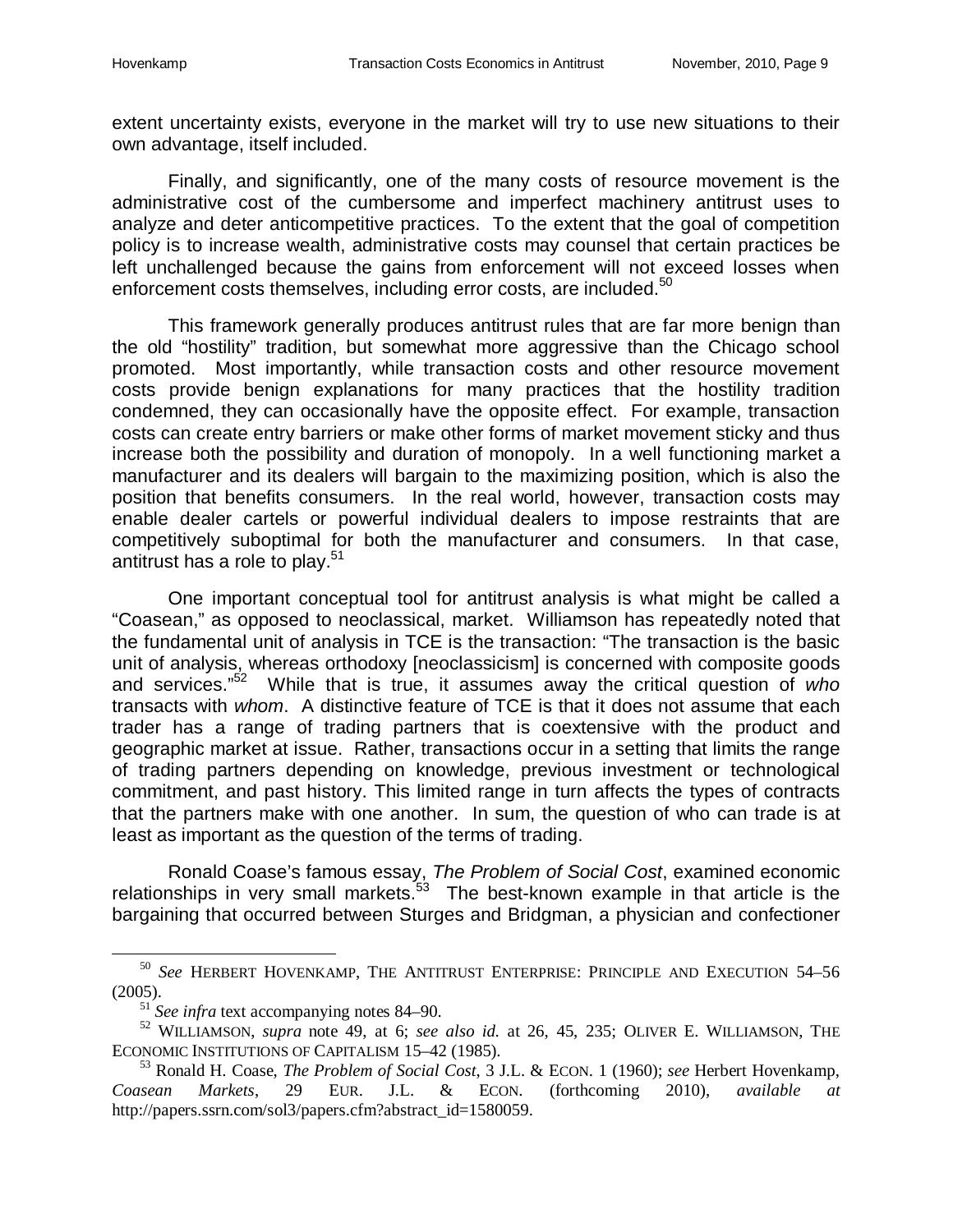extent uncertainty exists, everyone in the market will try to use new situations to their own advantage, itself included.

Finally, and significantly, one of the many costs of resource movement is the administrative cost of the cumbersome and imperfect machinery antitrust uses to analyze and deter anticompetitive practices. To the extent that the goal of competition policy is to increase wealth, administrative costs may counsel that certain practices be left unchallenged because the gains from enforcement will not exceed losses when enforcement costs themselves, including error costs, are included.[50]

This framework generally produces antitrust rules that are far more benign than the old "hostility" tradition, but somewhat more aggressive than the Chicago school promoted. Most importantly, while transaction costs and other resource movement costs provide benign explanations for many practices that the hostility tradition condemned, they can occasionally have the opposite effect. For example, transaction costs can create entry barriers or make other forms of market movement sticky and thus increase both the possibility and duration of monopoly. In a well functioning market a manufacturer and its dealers will bargain to the maximizing position, which is also the position that benefits consumers. In the real world, however, transaction costs may enable dealer cartels or powerful individual dealers to impose restraints that are competitively suboptimal for both the manufacturer and consumers. In that case, antitrust has a role to play.[51]

One important conceptual tool for antitrust analysis is what might be called a "Coasean," as opposed to neoclassical, market. Williamson has repeatedly noted that the fundamental unit of analysis in TCE is the transaction: "The transaction is the basic unit of analysis, whereas orthodoxy [neoclassicism] is concerned with composite goods and services."[52] While that is true, it assumes away the critical question of *who* transacts with *whom*. A distinctive feature of TCE is that it does not assume that each trader has a range of trading partners that is coextensive with the product and geographic market at issue. Rather, transactions occur in a setting that limits the range of trading partners depending on knowledge, previous investment or technological commitment, and past history. This limited range in turn affects the types of contracts that the partners make with one another. In sum, the question of who can trade is at least as important as the question of the terms of trading.

Ronald Coase's famous essay, *The Problem of Social Cost*, examined economic relationships in very small markets.[53] The best-known example in that article is the bargaining that occurred between Sturges and Bridgman, a physician and confectioner

---

[50] *See* HERBERT HOVENKAMP, THE ANTITRUST ENTERPRISE: PRINCIPLE AND EXECUTION 54–56 (2005).

[51] *See infra* text accompanying notes 84–90.

[52] WILLIAMSON, *supra* note 49, at 6; *see also id.* at 26, 45, 235; OLIVER E. WILLIAMSON, THE ECONOMIC INSTITUTIONS OF CAPITALISM 15–42 (1985).

[53] Ronald H. Coase, *The Problem of Social Cost*, 3 J.L. & ECON. 1 (1960); *see* Herbert Hovenkamp, *Coasean Markets*, 29 EUR. J.L. & ECON. (forthcoming 2010), *available at* http://papers.ssrn.com/sol3/papers.cfm?abstract_id=1580059.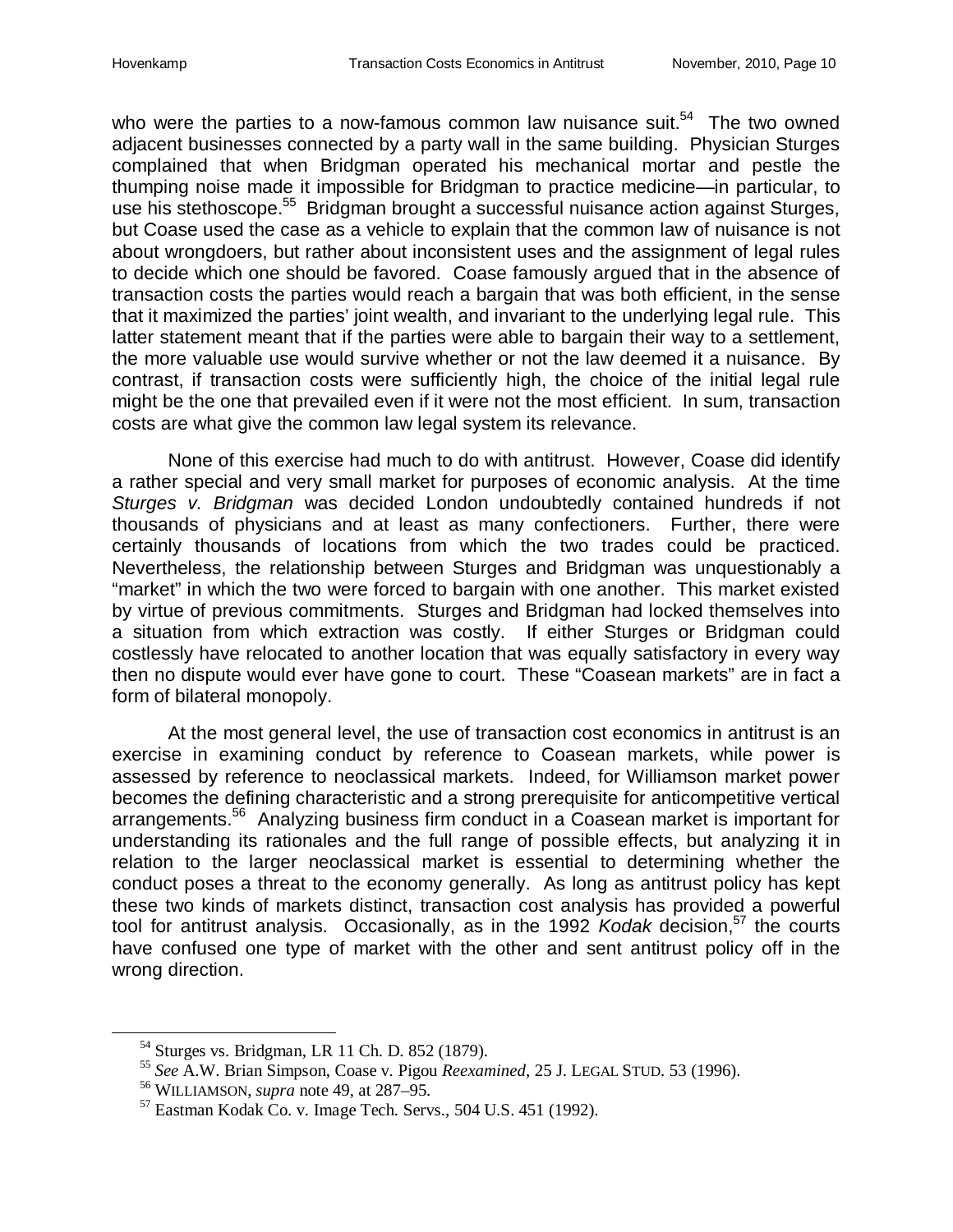who were the parties to a now-famous common law nuisance suit.[54] The two owned adjacent businesses connected by a party wall in the same building. Physician Sturges complained that when Bridgman operated his mechanical mortar and pestle the thumping noise made it impossible for Bridgman to practice medicine—in particular, to use his stethoscope.[55] Bridgman brought a successful nuisance action against Sturges, but Coase used the case as a vehicle to explain that the common law of nuisance is not about wrongdoers, but rather about inconsistent uses and the assignment of legal rules to decide which one should be favored. Coase famously argued that in the absence of transaction costs the parties would reach a bargain that was both efficient, in the sense that it maximized the parties' joint wealth, and invariant to the underlying legal rule. This latter statement meant that if the parties were able to bargain their way to a settlement, the more valuable use would survive whether or not the law deemed it a nuisance. By contrast, if transaction costs were sufficiently high, the choice of the initial legal rule might be the one that prevailed even if it were not the most efficient. In sum, transaction costs are what give the common law legal system its relevance.

None of this exercise had much to do with antitrust. However, Coase did identify a rather special and very small market for purposes of economic analysis. At the time *Sturges v. Bridgman* was decided London undoubtedly contained hundreds if not thousands of physicians and at least as many confectioners. Further, there were certainly thousands of locations from which the two trades could be practiced. Nevertheless, the relationship between Sturges and Bridgman was unquestionably a "market" in which the two were forced to bargain with one another. This market existed by virtue of previous commitments. Sturges and Bridgman had locked themselves into a situation from which extraction was costly. If either Sturges or Bridgman could costlessly have relocated to another location that was equally satisfactory in every way then no dispute would ever have gone to court. These "Coasean markets" are in fact a form of bilateral monopoly.

At the most general level, the use of transaction cost economics in antitrust is an exercise in examining conduct by reference to Coasean markets, while power is assessed by reference to neoclassical markets. Indeed, for Williamson market power becomes the defining characteristic and a strong prerequisite for anticompetitive vertical arrangements.[56] Analyzing business firm conduct in a Coasean market is important for understanding its rationales and the full range of possible effects, but analyzing it in relation to the larger neoclassical market is essential to determining whether the conduct poses a threat to the economy generally. As long as antitrust policy has kept these two kinds of markets distinct, transaction cost analysis has provided a powerful tool for antitrust analysis. Occasionally, as in the 1992 *Kodak* decision,[57] the courts have confused one type of market with the other and sent antitrust policy off in the wrong direction.

---

[54] Sturges vs. Bridgman, LR 11 Ch. D. 852 (1879).

[55] *See* A.W. Brian Simpson, Coase v. Pigou *Reexamined*, 25 J. LEGAL STUD. 53 (1996).

[56] WILLIAMSON, *supra* note 49, at 287–95.

[57] Eastman Kodak Co. v. Image Tech. Servs., 504 U.S. 451 (1992).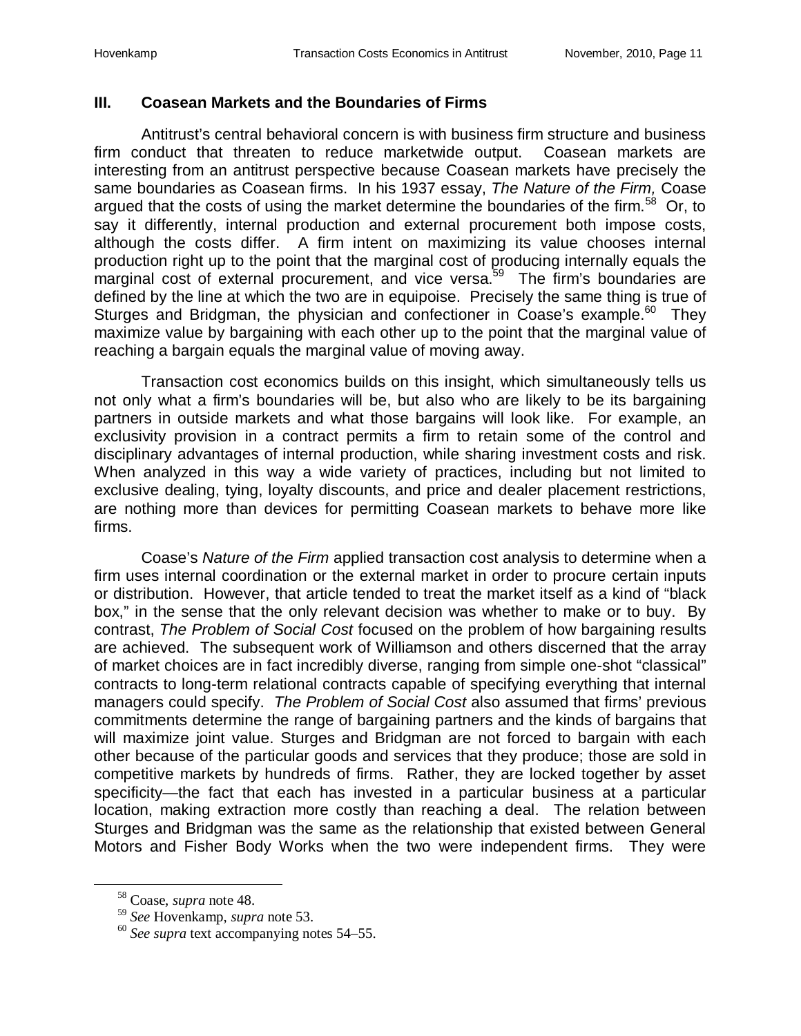## III. Coasean Markets and the Boundaries of Firms

Antitrust's central behavioral concern is with business firm structure and business firm conduct that threaten to reduce marketwide output. Coasean markets are interesting from an antitrust perspective because Coasean markets have precisely the same boundaries as Coasean firms. In his 1937 essay, *The Nature of the Firm,* Coase argued that the costs of using the market determine the boundaries of the firm.[58] Or, to say it differently, internal production and external procurement both impose costs, although the costs differ. A firm intent on maximizing its value chooses internal production right up to the point that the marginal cost of producing internally equals the marginal cost of external procurement, and vice versa.[59] The firm's boundaries are defined by the line at which the two are in equipoise. Precisely the same thing is true of Sturges and Bridgman, the physician and confectioner in Coase's example.[60] They maximize value by bargaining with each other up to the point that the marginal value of reaching a bargain equals the marginal value of moving away.

Transaction cost economics builds on this insight, which simultaneously tells us not only what a firm's boundaries will be, but also who are likely to be its bargaining partners in outside markets and what those bargains will look like. For example, an exclusivity provision in a contract permits a firm to retain some of the control and disciplinary advantages of internal production, while sharing investment costs and risk. When analyzed in this way a wide variety of practices, including but not limited to exclusive dealing, tying, loyalty discounts, and price and dealer placement restrictions, are nothing more than devices for permitting Coasean markets to behave more like firms.

Coase's *Nature of the Firm* applied transaction cost analysis to determine when a firm uses internal coordination or the external market in order to procure certain inputs or distribution. However, that article tended to treat the market itself as a kind of "black box," in the sense that the only relevant decision was whether to make or to buy. By contrast, *The Problem of Social Cost* focused on the problem of how bargaining results are achieved. The subsequent work of Williamson and others discerned that the array of market choices are in fact incredibly diverse, ranging from simple one-shot "classical" contracts to long-term relational contracts capable of specifying everything that internal managers could specify. *The Problem of Social Cost* also assumed that firms' previous commitments determine the range of bargaining partners and the kinds of bargains that will maximize joint value. Sturges and Bridgman are not forced to bargain with each other because of the particular goods and services that they produce; those are sold in competitive markets by hundreds of firms. Rather, they are locked together by asset specificity—the fact that each has invested in a particular business at a particular location, making extraction more costly than reaching a deal. The relation between Sturges and Bridgman was the same as the relationship that existed between General Motors and Fisher Body Works when the two were independent firms. They were

---

[58] Coase, *supra* note 48.

[59] *See* Hovenkamp, *supra* note 53.

[60] *See supra* text accompanying notes 54–55.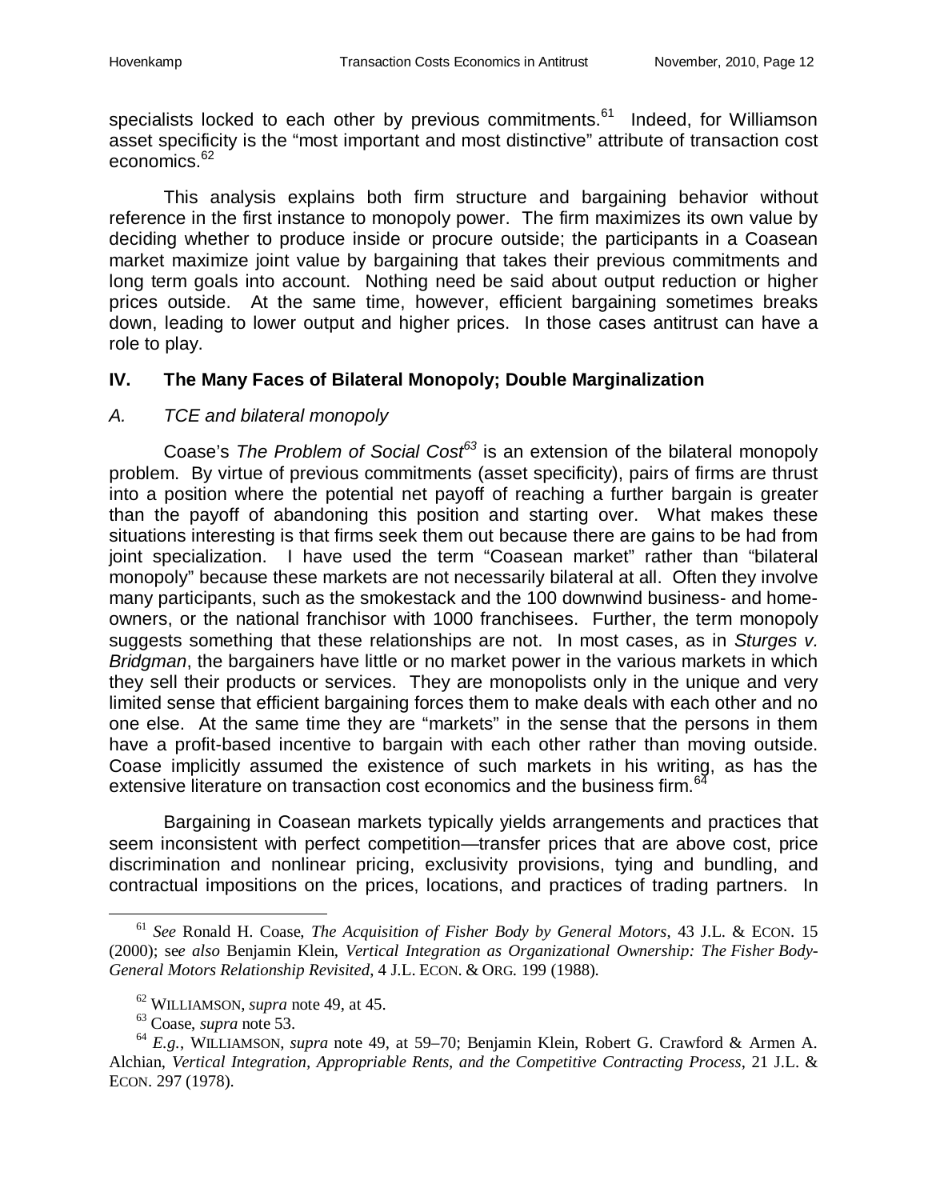specialists locked to each other by previous commitments.[61] Indeed, for Williamson asset specificity is the "most important and most distinctive" attribute of transaction cost economics.[62]

This analysis explains both firm structure and bargaining behavior without reference in the first instance to monopoly power. The firm maximizes its own value by deciding whether to produce inside or procure outside; the participants in a Coasean market maximize joint value by bargaining that takes their previous commitments and long term goals into account. Nothing need be said about output reduction or higher prices outside. At the same time, however, efficient bargaining sometimes breaks down, leading to lower output and higher prices. In those cases antitrust can have a role to play.

## IV. The Many Faces of Bilateral Monopoly; Double Marginalization

### *A. TCE and bilateral monopoly*

Coase's *The Problem of Social Cost*[63] is an extension of the bilateral monopoly problem. By virtue of previous commitments (asset specificity), pairs of firms are thrust into a position where the potential net payoff of reaching a further bargain is greater than the payoff of abandoning this position and starting over. What makes these situations interesting is that firms seek them out because there are gains to be had from joint specialization. I have used the term "Coasean market" rather than "bilateral monopoly" because these markets are not necessarily bilateral at all. Often they involve many participants, such as the smokestack and the 100 downwind business- and home-owners, or the national franchisor with 1000 franchisees. Further, the term monopoly suggests something that these relationships are not. In most cases, as in *Sturges v. Bridgman*, the bargainers have little or no market power in the various markets in which they sell their products or services. They are monopolists only in the unique and very limited sense that efficient bargaining forces them to make deals with each other and no one else. At the same time they are "markets" in the sense that the persons in them have a profit-based incentive to bargain with each other rather than moving outside. Coase implicitly assumed the existence of such markets in his writing, as has the extensive literature on transaction cost economics and the business firm.[64]

Bargaining in Coasean markets typically yields arrangements and practices that seem inconsistent with perfect competition—transfer prices that are above cost, price discrimination and nonlinear pricing, exclusivity provisions, tying and bundling, and contractual impositions on the prices, locations, and practices of trading partners. In

---

[61] *See* Ronald H. Coase, *The Acquisition of Fisher Body by General Motors*, 43 J.L. & ECON. 15 (2000); s*ee also* Benjamin Klein, *Vertical Integration as Organizational Ownership: The Fisher Body-General Motors Relationship Revisited*, 4 J.L. ECON. & ORG. 199 (1988).

[62] WILLIAMSON, *supra* note 49, at 45.

[63] Coase, *supra* note 53.

[64] *E.g.*, WILLIAMSON, *supra* note 49, at 59–70; Benjamin Klein, Robert G. Crawford & Armen A. Alchian, *Vertical Integration, Appropriable Rents, and the Competitive Contracting Process*, 21 J.L. & ECON. 297 (1978).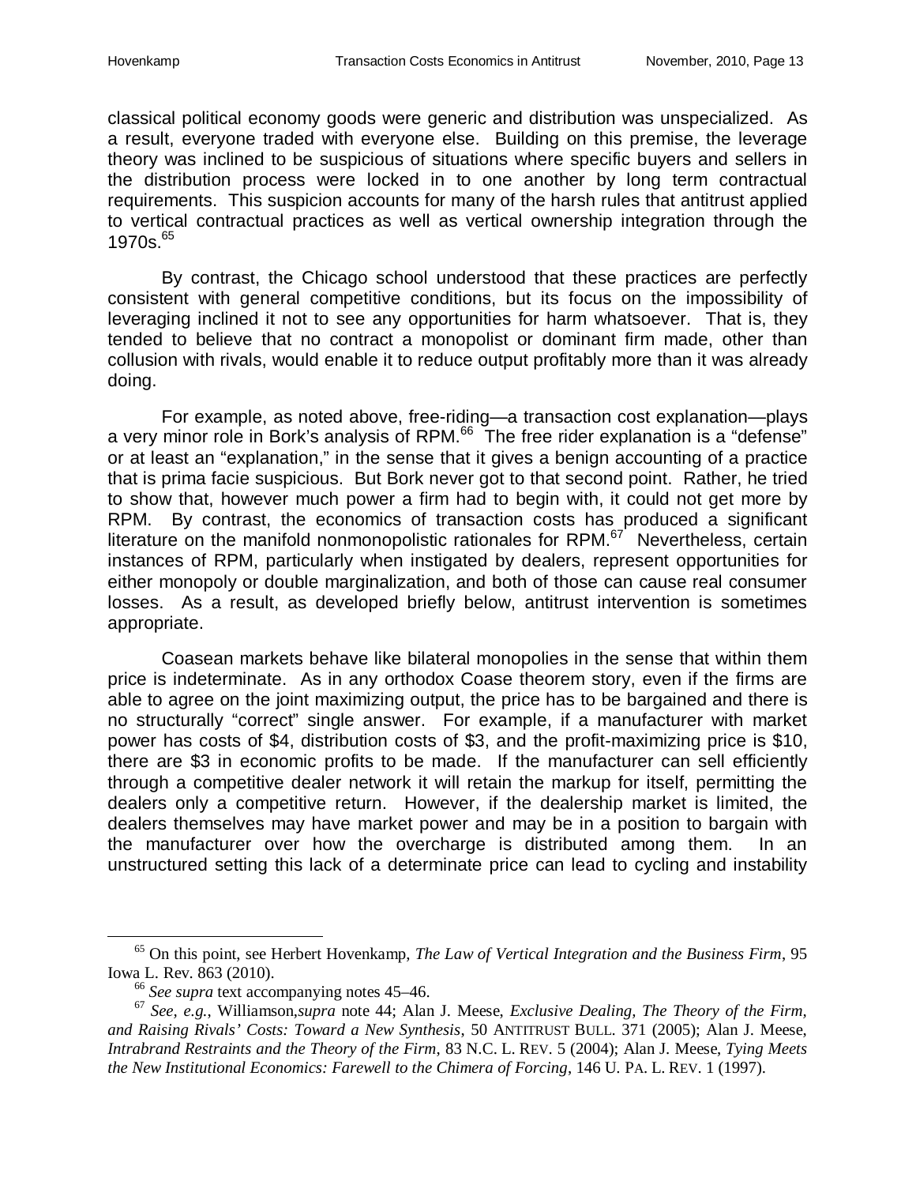classical political economy goods were generic and distribution was unspecialized. As a result, everyone traded with everyone else. Building on this premise, the leverage theory was inclined to be suspicious of situations where specific buyers and sellers in the distribution process were locked in to one another by long term contractual requirements. This suspicion accounts for many of the harsh rules that antitrust applied to vertical contractual practices as well as vertical ownership integration through the 1970s.[65]

By contrast, the Chicago school understood that these practices are perfectly consistent with general competitive conditions, but its focus on the impossibility of leveraging inclined it not to see any opportunities for harm whatsoever. That is, they tended to believe that no contract a monopolist or dominant firm made, other than collusion with rivals, would enable it to reduce output profitably more than it was already doing.

For example, as noted above, free-riding—a transaction cost explanation—plays a very minor role in Bork's analysis of RPM.[66] The free rider explanation is a "defense" or at least an "explanation," in the sense that it gives a benign accounting of a practice that is prima facie suspicious. But Bork never got to that second point. Rather, he tried to show that, however much power a firm had to begin with, it could not get more by RPM. By contrast, the economics of transaction costs has produced a significant literature on the manifold nonmonopolistic rationales for RPM.[67] Nevertheless, certain instances of RPM, particularly when instigated by dealers, represent opportunities for either monopoly or double marginalization, and both of those can cause real consumer losses. As a result, as developed briefly below, antitrust intervention is sometimes appropriate.

Coasean markets behave like bilateral monopolies in the sense that within them price is indeterminate. As in any orthodox Coase theorem story, even if the firms are able to agree on the joint maximizing output, the price has to be bargained and there is no structurally "correct" single answer. For example, if a manufacturer with market power has costs of $4, distribution costs of $3, and the profit-maximizing price is $10, there are $3 in economic profits to be made. If the manufacturer can sell efficiently through a competitive dealer network it will retain the markup for itself, permitting the dealers only a competitive return. However, if the dealership market is limited, the dealers themselves may have market power and may be in a position to bargain with the manufacturer over how the overcharge is distributed among them. In an unstructured setting this lack of a determinate price can lead to cycling and instability

---

[65] On this point, see Herbert Hovenkamp, *The Law of Vertical Integration and the Business Firm*, 95 Iowa L. Rev. 863 (2010).

[66] *See supra* text accompanying notes 45–46.

[67] *See, e.g.*, Williamson,*supra* note 44; Alan J. Meese, *Exclusive Dealing, The Theory of the Firm, and Raising Rivals' Costs: Toward a New Synthesis*, 50 ANTITRUST BULL. 371 (2005); Alan J. Meese, *Intrabrand Restraints and the Theory of the Firm*, 83 N.C. L. REV. 5 (2004); Alan J. Meese, *Tying Meets the New Institutional Economics: Farewell to the Chimera of Forcing*, 146 U. PA. L. REV. 1 (1997).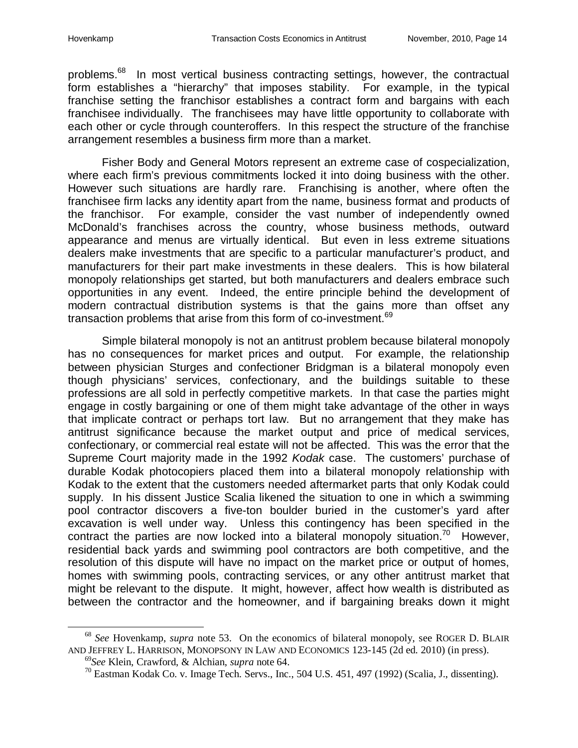problems.[68] In most vertical business contracting settings, however, the contractual form establishes a "hierarchy" that imposes stability. For example, in the typical franchise setting the franchisor establishes a contract form and bargains with each franchisee individually. The franchisees may have little opportunity to collaborate with each other or cycle through counteroffers. In this respect the structure of the franchise arrangement resembles a business firm more than a market.

Fisher Body and General Motors represent an extreme case of cospecialization, where each firm's previous commitments locked it into doing business with the other. However such situations are hardly rare. Franchising is another, where often the franchisee firm lacks any identity apart from the name, business format and products of the franchisor. For example, consider the vast number of independently owned McDonald's franchises across the country, whose business methods, outward appearance and menus are virtually identical. But even in less extreme situations dealers make investments that are specific to a particular manufacturer's product, and manufacturers for their part make investments in these dealers. This is how bilateral monopoly relationships get started, but both manufacturers and dealers embrace such opportunities in any event. Indeed, the entire principle behind the development of modern contractual distribution systems is that the gains more than offset any transaction problems that arise from this form of co-investment.[69]

Simple bilateral monopoly is not an antitrust problem because bilateral monopoly has no consequences for market prices and output. For example, the relationship between physician Sturges and confectioner Bridgman is a bilateral monopoly even though physicians' services, confectionary, and the buildings suitable to these professions are all sold in perfectly competitive markets. In that case the parties might engage in costly bargaining or one of them might take advantage of the other in ways that implicate contract or perhaps tort law. But no arrangement that they make has antitrust significance because the market output and price of medical services, confectionary, or commercial real estate will not be affected. This was the error that the Supreme Court majority made in the 1992 *Kodak* case. The customers' purchase of durable Kodak photocopiers placed them into a bilateral monopoly relationship with Kodak to the extent that the customers needed aftermarket parts that only Kodak could supply. In his dissent Justice Scalia likened the situation to one in which a swimming pool contractor discovers a five-ton boulder buried in the customer's yard after excavation is well under way. Unless this contingency has been specified in the contract the parties are now locked into a bilateral monopoly situation.[70] However, residential back yards and swimming pool contractors are both competitive, and the resolution of this dispute will have no impact on the market price or output of homes, homes with swimming pools, contracting services, or any other antitrust market that might be relevant to the dispute. It might, however, affect how wealth is distributed as between the contractor and the homeowner, and if bargaining breaks down it might

---

[68] *See* Hovenkamp, *supra* note 53. On the economics of bilateral monopoly, see ROGER D. BLAIR AND JEFFREY L. HARRISON, MONOPSONY IN LAW AND ECONOMICS 123-145 (2d ed. 2010) (in press).

[69] *See* Klein, Crawford, & Alchian, *supra* note 64.

[70] Eastman Kodak Co. v. Image Tech. Servs., Inc., 504 U.S. 451, 497 (1992) (Scalia, J., dissenting).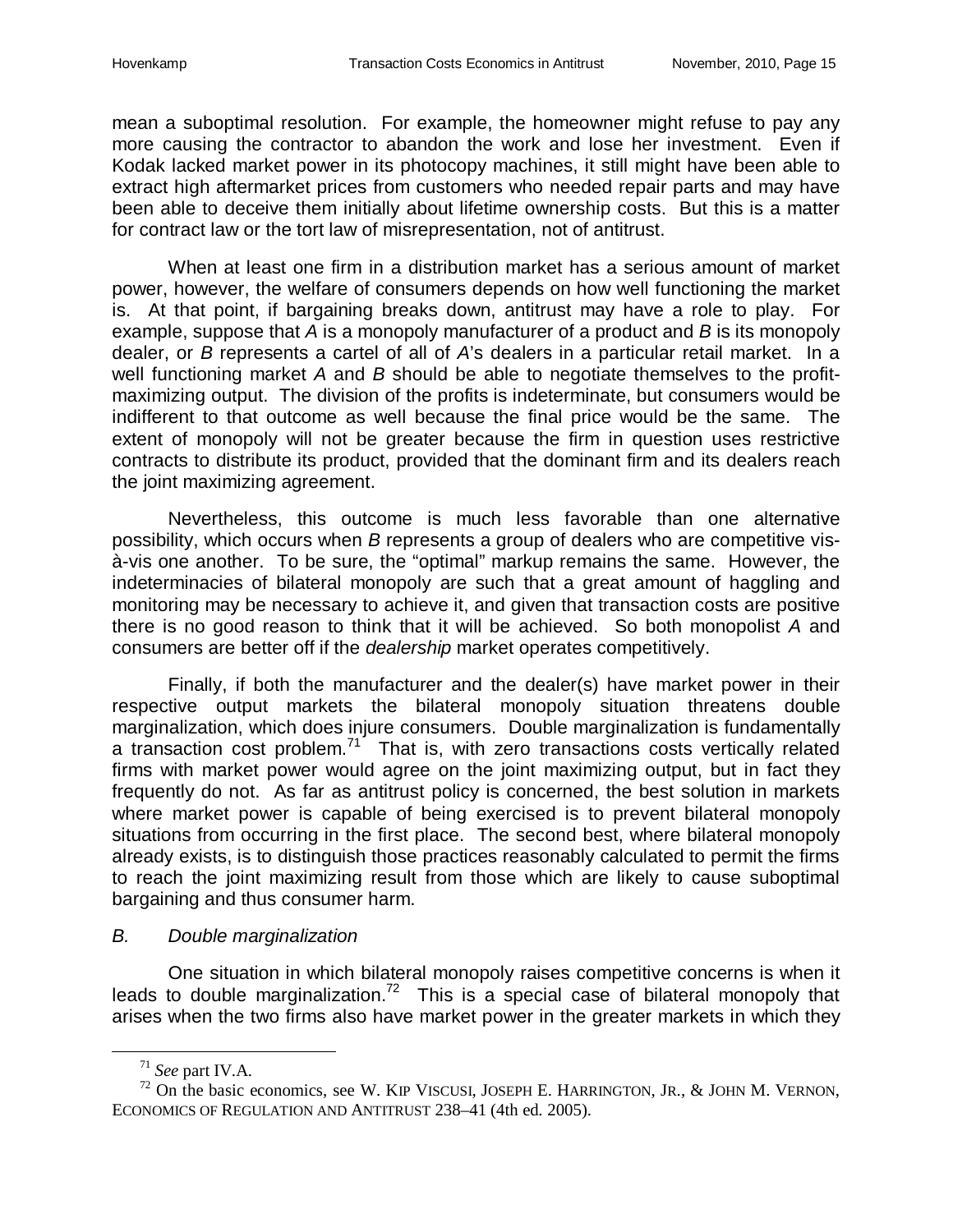mean a suboptimal resolution. For example, the homeowner might refuse to pay any more causing the contractor to abandon the work and lose her investment. Even if Kodak lacked market power in its photocopy machines, it still might have been able to extract high aftermarket prices from customers who needed repair parts and may have been able to deceive them initially about lifetime ownership costs. But this is a matter for contract law or the tort law of misrepresentation, not of antitrust.

When at least one firm in a distribution market has a serious amount of market power, however, the welfare of consumers depends on how well functioning the market is. At that point, if bargaining breaks down, antitrust may have a role to play. For example, suppose that *A* is a monopoly manufacturer of a product and *B* is its monopoly dealer, or *B* represents a cartel of all of *A*'s dealers in a particular retail market. In a well functioning market *A* and *B* should be able to negotiate themselves to the profit-maximizing output. The division of the profits is indeterminate, but consumers would be indifferent to that outcome as well because the final price would be the same. The extent of monopoly will not be greater because the firm in question uses restrictive contracts to distribute its product, provided that the dominant firm and its dealers reach the joint maximizing agreement.

Nevertheless, this outcome is much less favorable than one alternative possibility, which occurs when *B* represents a group of dealers who are competitive vis-à-vis one another. To be sure, the "optimal" markup remains the same. However, the indeterminacies of bilateral monopoly are such that a great amount of haggling and monitoring may be necessary to achieve it, and given that transaction costs are positive there is no good reason to think that it will be achieved. So both monopolist *A* and consumers are better off if the *dealership* market operates competitively.

Finally, if both the manufacturer and the dealer(s) have market power in their respective output markets the bilateral monopoly situation threatens double marginalization, which does injure consumers. Double marginalization is fundamentally a transaction cost problem.[71] That is, with zero transactions costs vertically related firms with market power would agree on the joint maximizing output, but in fact they frequently do not. As far as antitrust policy is concerned, the best solution in markets where market power is capable of being exercised is to prevent bilateral monopoly situations from occurring in the first place. The second best, where bilateral monopoly already exists, is to distinguish those practices reasonably calculated to permit the firms to reach the joint maximizing result from those which are likely to cause suboptimal bargaining and thus consumer harm.

*B. Double marginalization*

One situation in which bilateral monopoly raises competitive concerns is when it leads to double marginalization.[72] This is a special case of bilateral monopoly that arises when the two firms also have market power in the greater markets in which they

[71] *See* part IV.A.

[72] On the basic economics, see W. KIP VISCUSI, JOSEPH E. HARRINGTON, JR., & JOHN M. VERNON, ECONOMICS OF REGULATION AND ANTITRUST 238–41 (4th ed. 2005).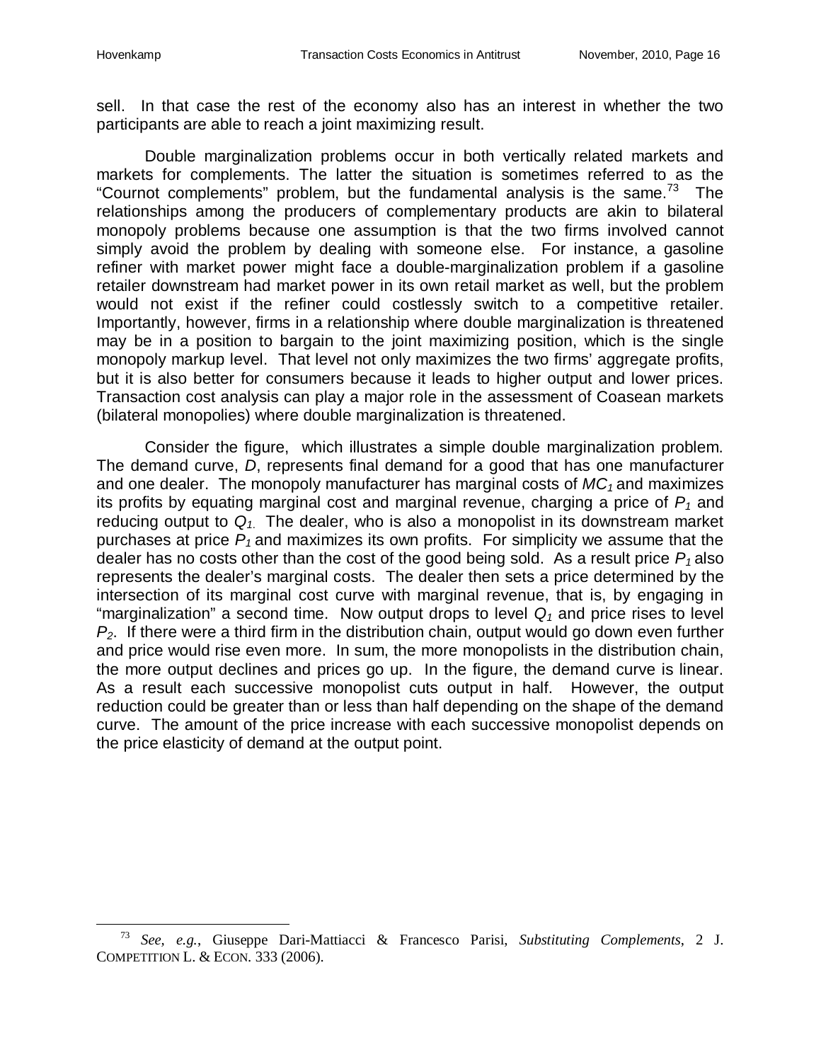sell. In that case the rest of the economy also has an interest in whether the two participants are able to reach a joint maximizing result.

Double marginalization problems occur in both vertically related markets and markets for complements. The latter the situation is sometimes referred to as the "Cournot complements" problem, but the fundamental analysis is the same.[73] The relationships among the producers of complementary products are akin to bilateral monopoly problems because one assumption is that the two firms involved cannot simply avoid the problem by dealing with someone else. For instance, a gasoline refiner with market power might face a double-marginalization problem if a gasoline retailer downstream had market power in its own retail market as well, but the problem would not exist if the refiner could costlessly switch to a competitive retailer. Importantly, however, firms in a relationship where double marginalization is threatened may be in a position to bargain to the joint maximizing position, which is the single monopoly markup level. That level not only maximizes the two firms' aggregate profits, but it is also better for consumers because it leads to higher output and lower prices. Transaction cost analysis can play a major role in the assessment of Coasean markets (bilateral monopolies) where double marginalization is threatened.

Consider the figure, which illustrates a simple double marginalization problem. The demand curve, *D*, represents final demand for a good that has one manufacturer and one dealer. The monopoly manufacturer has marginal costs of $MC_1$ and maximizes its profits by equating marginal cost and marginal revenue, charging a price of $P_1$ and reducing output to $Q_1$. The dealer, who is also a monopolist in its downstream market purchases at price $P_1$ and maximizes its own profits. For simplicity we assume that the dealer has no costs other than the cost of the good being sold. As a result price $P_1$ also represents the dealer's marginal costs. The dealer then sets a price determined by the intersection of its marginal cost curve with marginal revenue, that is, by engaging in "marginalization" a second time. Now output drops to level $Q_1$ and price rises to level $P_2$. If there were a third firm in the distribution chain, output would go down even further and price would rise even more. In sum, the more monopolists in the distribution chain, the more output declines and prices go up. In the figure, the demand curve is linear. As a result each successive monopolist cuts output in half. However, the output reduction could be greater than or less than half depending on the shape of the demand curve. The amount of the price increase with each successive monopolist depends on the price elasticity of demand at the output point.

[73] *See, e.g.*, Giuseppe Dari-Mattiacci & Francesco Parisi, *Substituting Complements*, 2 J. COMPETITION L. & ECON. 333 (2006).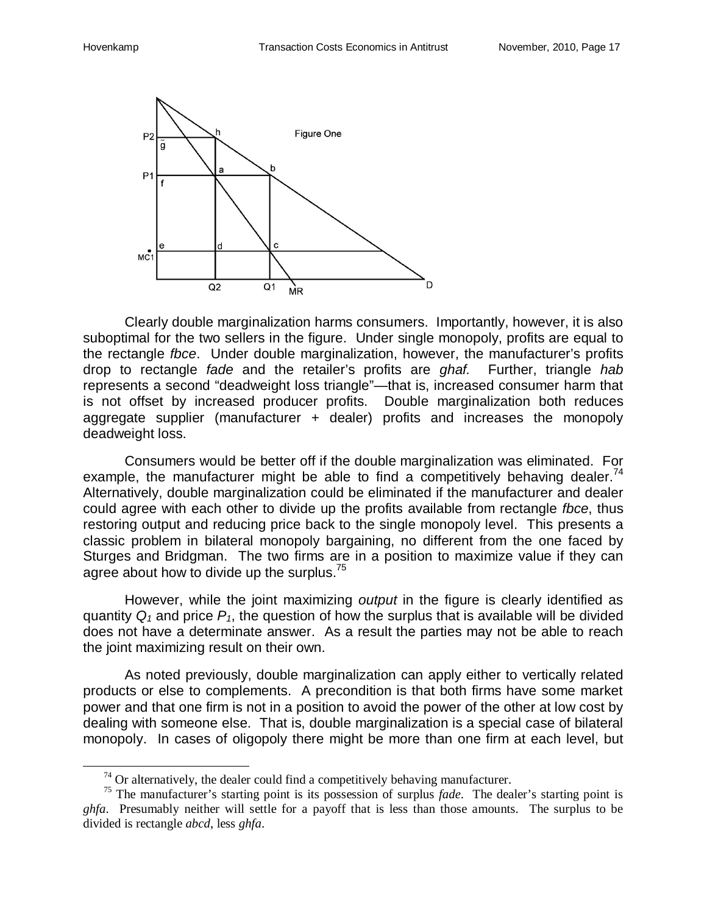Clearly double marginalization harms consumers. Importantly, however, it is also suboptimal for the two sellers in the figure. Under single monopoly, profits are equal to the rectangle *fbce*. Under double marginalization, however, the manufacturer's profits drop to rectangle *fade* and the retailer's profits are *ghaf.* Further, triangle *hab* represents a second "deadweight loss triangle"—that is, increased consumer harm that is not offset by increased producer profits. Double marginalization both reduces aggregate supplier (manufacturer + dealer) profits and increases the monopoly deadweight loss.

Consumers would be better off if the double marginalization was eliminated. For example, the manufacturer might be able to find a competitively behaving dealer.[74] Alternatively, double marginalization could be eliminated if the manufacturer and dealer could agree with each other to divide up the profits available from rectangle *fbce*, thus restoring output and reducing price back to the single monopoly level. This presents a classic problem in bilateral monopoly bargaining, no different from the one faced by Sturges and Bridgman. The two firms are in a position to maximize value if they can agree about how to divide up the surplus.[75]

However, while the joint maximizing *output* in the figure is clearly identified as quantity $Q_1$ and price $P_1$, the question of how the surplus that is available will be divided does not have a determinate answer. As a result the parties may not be able to reach the joint maximizing result on their own.

As noted previously, double marginalization can apply either to vertically related products or else to complements. A precondition is that both firms have some market power and that one firm is not in a position to avoid the power of the other at low cost by dealing with someone else. That is, double marginalization is a special case of bilateral monopoly. In cases of oligopoly there might be more than one firm at each level, but

---

[74] Or alternatively, the dealer could find a competitively behaving manufacturer.

[75] The manufacturer's starting point is its possession of surplus *fade*. The dealer's starting point is *ghfa*. Presumably neither will settle for a payoff that is less than those amounts. The surplus to be divided is rectangle *abcd*, less *ghfa*.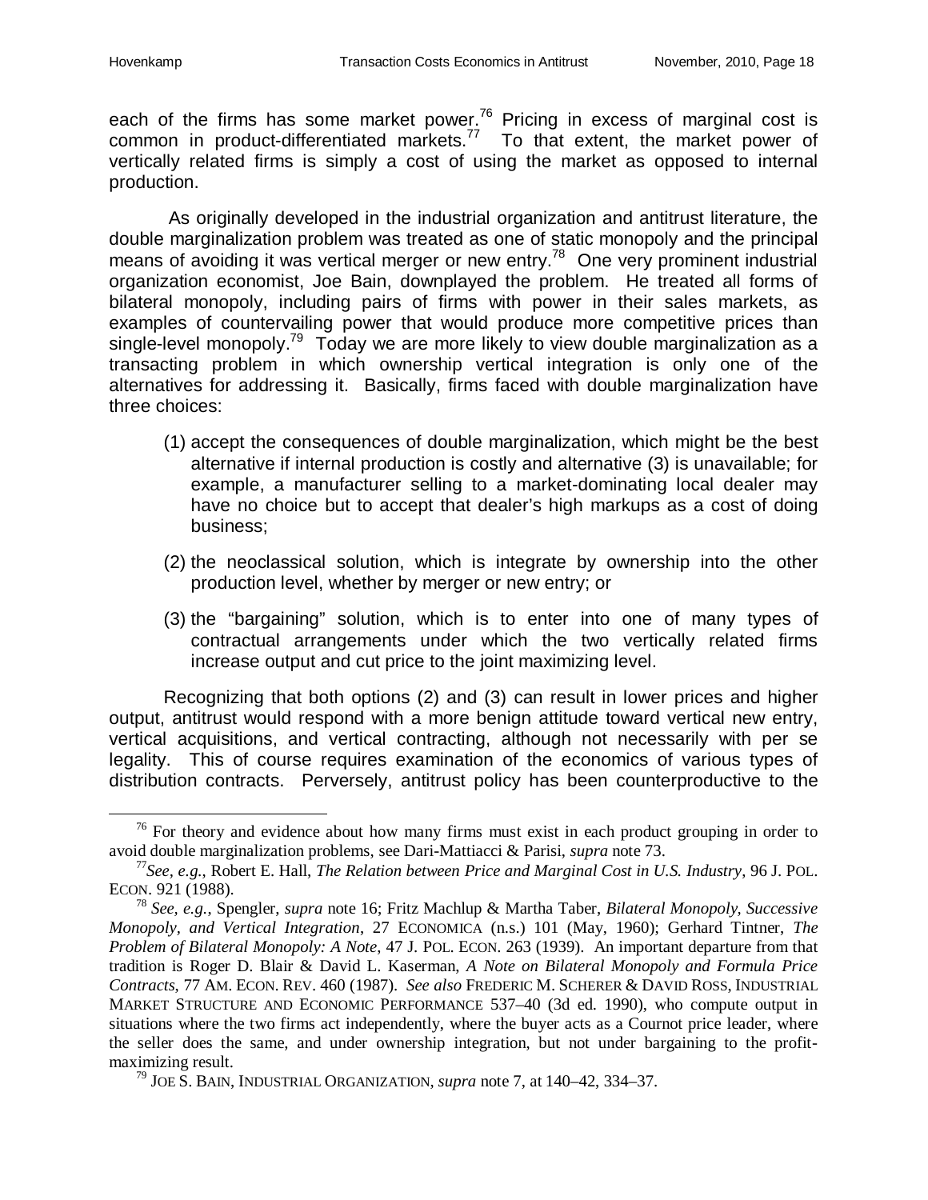each of the firms has some market power.[76] Pricing in excess of marginal cost is common in product-differentiated markets.[77] To that extent, the market power of vertically related firms is simply a cost of using the market as opposed to internal production.

As originally developed in the industrial organization and antitrust literature, the double marginalization problem was treated as one of static monopoly and the principal means of avoiding it was vertical merger or new entry.[78] One very prominent industrial organization economist, Joe Bain, downplayed the problem. He treated all forms of bilateral monopoly, including pairs of firms with power in their sales markets, as examples of countervailing power that would produce more competitive prices than single-level monopoly.[79] Today we are more likely to view double marginalization as a transacting problem in which ownership vertical integration is only one of the alternatives for addressing it. Basically, firms faced with double marginalization have three choices:

(1) accept the consequences of double marginalization, which might be the best alternative if internal production is costly and alternative (3) is unavailable; for example, a manufacturer selling to a market-dominating local dealer may have no choice but to accept that dealer's high markups as a cost of doing business;

(2) the neoclassical solution, which is integrate by ownership into the other production level, whether by merger or new entry; or

(3) the "bargaining" solution, which is to enter into one of many types of contractual arrangements under which the two vertically related firms increase output and cut price to the joint maximizing level.

Recognizing that both options (2) and (3) can result in lower prices and higher output, antitrust would respond with a more benign attitude toward vertical new entry, vertical acquisitions, and vertical contracting, although not necessarily with per se legality. This of course requires examination of the economics of various types of distribution contracts. Perversely, antitrust policy has been counterproductive to the

---

[76] For theory and evidence about how many firms must exist in each product grouping in order to avoid double marginalization problems, see Dari-Mattiacci & Parisi, *supra* note 73.

[77] *See, e.g.*, Robert E. Hall, *The Relation between Price and Marginal Cost in U.S. Industry*, 96 J. POL. ECON. 921 (1988).

[78] *See, e.g.*, Spengler, *supra* note 16; Fritz Machlup & Martha Taber, *Bilateral Monopoly, Successive Monopoly, and Vertical Integration*, 27 ECONOMICA (n.s.) 101 (May, 1960); Gerhard Tintner, *The Problem of Bilateral Monopoly: A Note*, 47 J. POL. ECON. 263 (1939). An important departure from that tradition is Roger D. Blair & David L. Kaserman, *A Note on Bilateral Monopoly and Formula Price Contracts*, 77 AM. ECON. REV. 460 (1987). *See also* FREDERIC M. SCHERER & DAVID ROSS, INDUSTRIAL MARKET STRUCTURE AND ECONOMIC PERFORMANCE 537–40 (3d ed. 1990), who compute output in situations where the two firms act independently, where the buyer acts as a Cournot price leader, where the seller does the same, and under ownership integration, but not under bargaining to the profit-maximizing result.

[79] JOE S. BAIN, INDUSTRIAL ORGANIZATION, *supra* note 7, at 140–42, 334–37.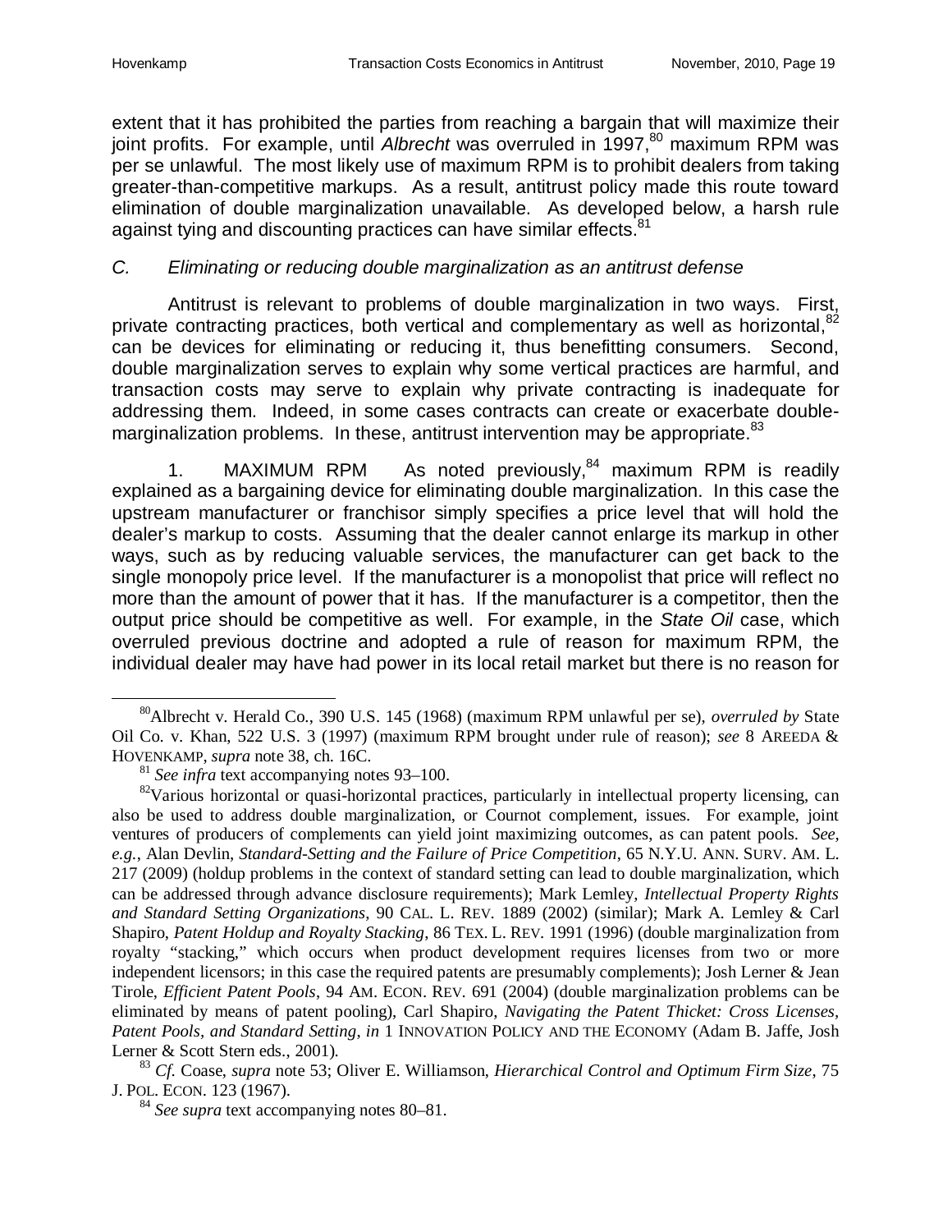extent that it has prohibited the parties from reaching a bargain that will maximize their joint profits. For example, until *Albrecht* was overruled in 1997,[80] maximum RPM was per se unlawful. The most likely use of maximum RPM is to prohibit dealers from taking greater-than-competitive markups. As a result, antitrust policy made this route toward elimination of double marginalization unavailable. As developed below, a harsh rule against tying and discounting practices can have similar effects.[81]

### *C. Eliminating or reducing double marginalization as an antitrust defense*

Antitrust is relevant to problems of double marginalization in two ways. First, private contracting practices, both vertical and complementary as well as horizontal,[82] can be devices for eliminating or reducing it, thus benefitting consumers. Second, double marginalization serves to explain why some vertical practices are harmful, and transaction costs may serve to explain why private contracting is inadequate for addressing them. Indeed, in some cases contracts can create or exacerbate double-marginalization problems. In these, antitrust intervention may be appropriate.[83]

1. MAXIMUM RPM As noted previously,[84] maximum RPM is readily explained as a bargaining device for eliminating double marginalization. In this case the upstream manufacturer or franchisor simply specifies a price level that will hold the dealer's markup to costs. Assuming that the dealer cannot enlarge its markup in other ways, such as by reducing valuable services, the manufacturer can get back to the single monopoly price level. If the manufacturer is a monopolist that price will reflect no more than the amount of power that it has. If the manufacturer is a competitor, then the output price should be competitive as well. For example, in the *State Oil* case, which overruled previous doctrine and adopted a rule of reason for maximum RPM, the individual dealer may have had power in its local retail market but there is no reason for

---

[80] Albrecht v. Herald Co., 390 U.S. 145 (1968) (maximum RPM unlawful per se), *overruled by* State Oil Co. v. Khan, 522 U.S. 3 (1997) (maximum RPM brought under rule of reason); *see* 8 AREEDA & HOVENKAMP, *supra* note 38, ch. 16C.

[81] *See infra* text accompanying notes 93–100.

[82] Various horizontal or quasi-horizontal practices, particularly in intellectual property licensing, can also be used to address double marginalization, or Cournot complement, issues. For example, joint ventures of producers of complements can yield joint maximizing outcomes, as can patent pools. *See, e.g.*, Alan Devlin, *Standard-Setting and the Failure of Price Competition*, 65 N.Y.U. ANN. SURV. AM. L. 217 (2009) (holdup problems in the context of standard setting can lead to double marginalization, which can be addressed through advance disclosure requirements); Mark Lemley, *Intellectual Property Rights and Standard Setting Organizations*, 90 CAL. L. REV. 1889 (2002) (similar); Mark A. Lemley & Carl Shapiro, *Patent Holdup and Royalty Stacking*, 86 TEX. L. REV. 1991 (1996) (double marginalization from royalty "stacking," which occurs when product development requires licenses from two or more independent licensors; in this case the required patents are presumably complements); Josh Lerner & Jean Tirole, *Efficient Patent Pools*, 94 AM. ECON. REV. 691 (2004) (double marginalization problems can be eliminated by means of patent pooling), Carl Shapiro, *Navigating the Patent Thicket: Cross Licenses, Patent Pools, and Standard Setting*, *in* 1 INNOVATION POLICY AND THE ECONOMY (Adam B. Jaffe, Josh Lerner & Scott Stern eds., 2001).

[83] *Cf.* Coase, *supra* note 53; Oliver E. Williamson, *Hierarchical Control and Optimum Firm Size*, 75 J. POL. ECON. 123 (1967).

[84] *See supra* text accompanying notes 80–81.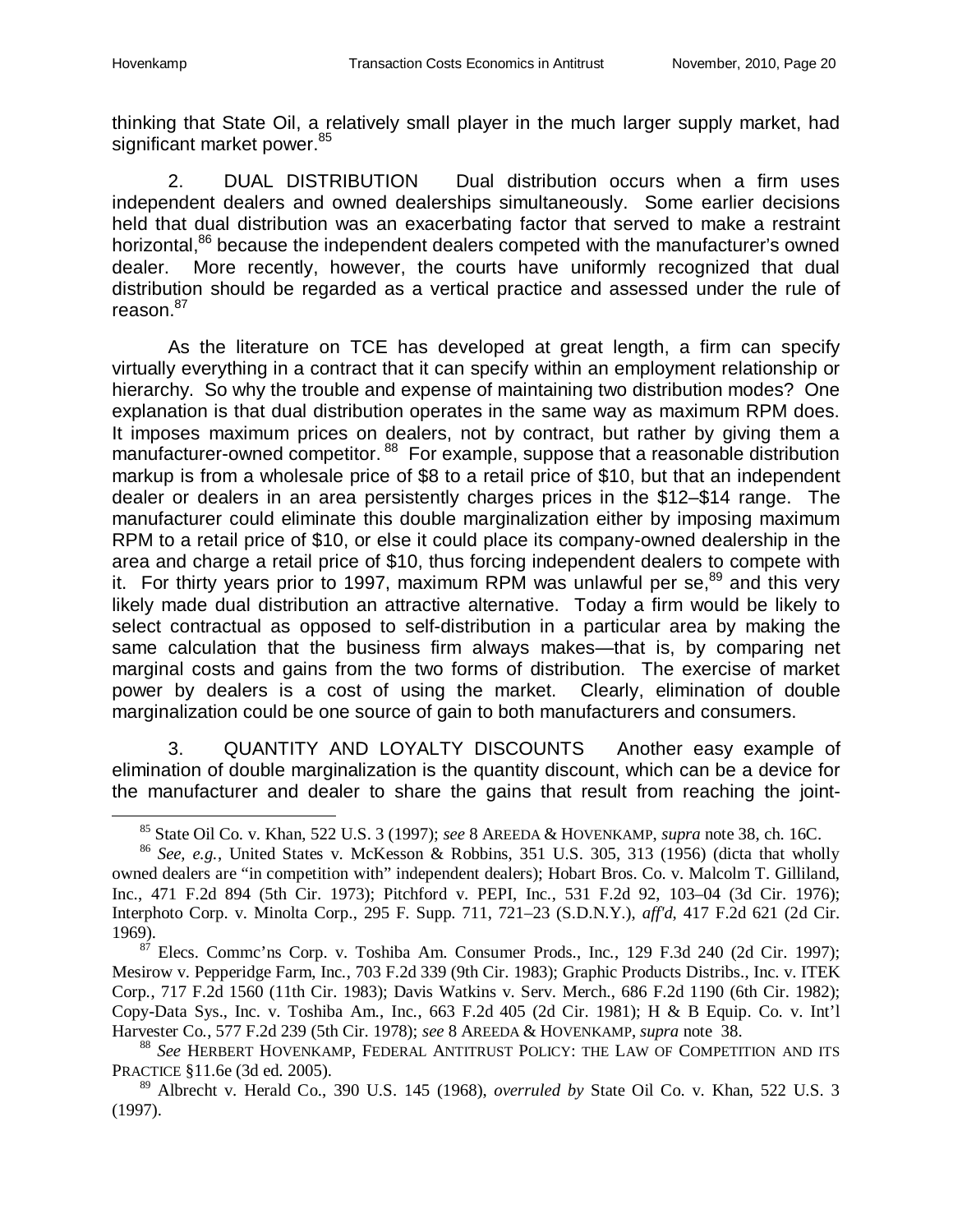thinking that State Oil, a relatively small player in the much larger supply market, had significant market power.[85]

2. DUAL DISTRIBUTION Dual distribution occurs when a firm uses independent dealers and owned dealerships simultaneously. Some earlier decisions held that dual distribution was an exacerbating factor that served to make a restraint horizontal,[86] because the independent dealers competed with the manufacturer's owned dealer. More recently, however, the courts have uniformly recognized that dual distribution should be regarded as a vertical practice and assessed under the rule of reason.[87]

As the literature on TCE has developed at great length, a firm can specify virtually everything in a contract that it can specify within an employment relationship or hierarchy. So why the trouble and expense of maintaining two distribution modes? One explanation is that dual distribution operates in the same way as maximum RPM does. It imposes maximum prices on dealers, not by contract, but rather by giving them a manufacturer-owned competitor.[88] For example, suppose that a reasonable distribution markup is from a wholesale price of $8 to a retail price of $10, but that an independent dealer or dealers in an area persistently charges prices in the $12–$14 range. The manufacturer could eliminate this double marginalization either by imposing maximum RPM to a retail price of $10, or else it could place its company-owned dealership in the area and charge a retail price of $10, thus forcing independent dealers to compete with it. For thirty years prior to 1997, maximum RPM was unlawful per se,[89] and this very likely made dual distribution an attractive alternative. Today a firm would be likely to select contractual as opposed to self-distribution in a particular area by making the same calculation that the business firm always makes—that is, by comparing net marginal costs and gains from the two forms of distribution. The exercise of market power by dealers is a cost of using the market. Clearly, elimination of double marginalization could be one source of gain to both manufacturers and consumers.

3. QUANTITY AND LOYALTY DISCOUNTS Another easy example of elimination of double marginalization is the quantity discount, which can be a device for the manufacturer and dealer to share the gains that result from reaching the joint-

---

[85] State Oil Co. v. Khan, 522 U.S. 3 (1997); *see* 8 AREEDA & HOVENKAMP, *supra* note 38, ch. 16C.

[86] *See, e.g.*, United States v. McKesson & Robbins, 351 U.S. 305, 313 (1956) (dicta that wholly owned dealers are "in competition with" independent dealers); Hobart Bros. Co. v. Malcolm T. Gilliland, Inc., 471 F.2d 894 (5th Cir. 1973); Pitchford v. PEPI, Inc., 531 F.2d 92, 103–04 (3d Cir. 1976); Interphoto Corp. v. Minolta Corp., 295 F. Supp. 711, 721–23 (S.D.N.Y.), *aff'd*, 417 F.2d 621 (2d Cir. 1969).

[87] Elecs. Commc'ns Corp. v. Toshiba Am. Consumer Prods., Inc., 129 F.3d 240 (2d Cir. 1997); Mesirow v. Pepperidge Farm, Inc., 703 F.2d 339 (9th Cir. 1983); Graphic Products Distribs., Inc. v. ITEK Corp., 717 F.2d 1560 (11th Cir. 1983); Davis Watkins v. Serv. Merch., 686 F.2d 1190 (6th Cir. 1982); Copy-Data Sys., Inc. v. Toshiba Am., Inc., 663 F.2d 405 (2d Cir. 1981); H & B Equip. Co. v. Int'l Harvester Co., 577 F.2d 239 (5th Cir. 1978); *see* 8 AREEDA & HOVENKAMP, *supra* note 38.

[88] *See* HERBERT HOVENKAMP, FEDERAL ANTITRUST POLICY: THE LAW OF COMPETITION AND ITS PRACTICE §11.6e (3d ed. 2005).

[89] Albrecht v. Herald Co., 390 U.S. 145 (1968), *overruled by* State Oil Co. v. Khan, 522 U.S. 3 (1997).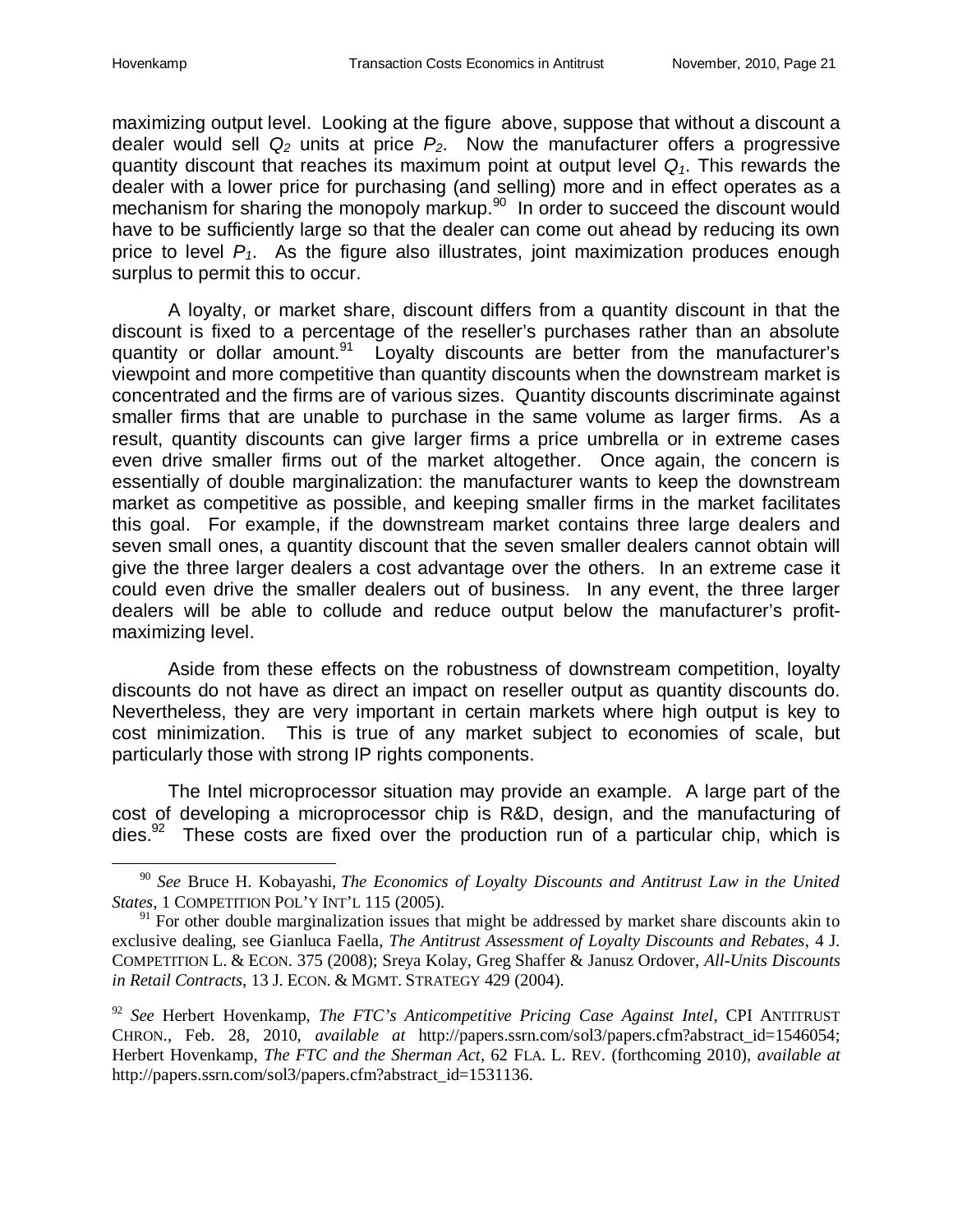maximizing output level. Looking at the figure above, suppose that without a discount a dealer would sell $Q_2$ units at price $P_2$. Now the manufacturer offers a progressive quantity discount that reaches its maximum point at output level $Q_1$. This rewards the dealer with a lower price for purchasing (and selling) more and in effect operates as a mechanism for sharing the monopoly markup.[90] In order to succeed the discount would have to be sufficiently large so that the dealer can come out ahead by reducing its own price to level $P_1$. As the figure also illustrates, joint maximization produces enough surplus to permit this to occur.

A loyalty, or market share, discount differs from a quantity discount in that the discount is fixed to a percentage of the reseller's purchases rather than an absolute quantity or dollar amount.[91] Loyalty discounts are better from the manufacturer's viewpoint and more competitive than quantity discounts when the downstream market is concentrated and the firms are of various sizes. Quantity discounts discriminate against smaller firms that are unable to purchase in the same volume as larger firms. As a result, quantity discounts can give larger firms a price umbrella or in extreme cases even drive smaller firms out of the market altogether. Once again, the concern is essentially of double marginalization: the manufacturer wants to keep the downstream market as competitive as possible, and keeping smaller firms in the market facilitates this goal. For example, if the downstream market contains three large dealers and seven small ones, a quantity discount that the seven smaller dealers cannot obtain will give the three larger dealers a cost advantage over the others. In an extreme case it could even drive the smaller dealers out of business. In any event, the three larger dealers will be able to collude and reduce output below the manufacturer's profit-maximizing level.

Aside from these effects on the robustness of downstream competition, loyalty discounts do not have as direct an impact on reseller output as quantity discounts do. Nevertheless, they are very important in certain markets where high output is key to cost minimization. This is true of any market subject to economies of scale, but particularly those with strong IP rights components.

The Intel microprocessor situation may provide an example. A large part of the cost of developing a microprocessor chip is R&D, design, and the manufacturing of dies.[92] These costs are fixed over the production run of a particular chip, which is

---

[90] *See* Bruce H. Kobayashi, *The Economics of Loyalty Discounts and Antitrust Law in the United States*, 1 COMPETITION POL'Y INT'L 115 (2005).

[91] For other double marginalization issues that might be addressed by market share discounts akin to exclusive dealing, see Gianluca Faella, *The Antitrust Assessment of Loyalty Discounts and Rebates*, 4 J. COMPETITION L. & ECON. 375 (2008); Sreya Kolay, Greg Shaffer & Janusz Ordover, *All-Units Discounts in Retail Contracts*, 13 J. ECON. & MGMT. STRATEGY 429 (2004).

[92] *See* Herbert Hovenkamp, *The FTC's Anticompetitive Pricing Case Against Intel*, CPI ANTITRUST CHRON., Feb. 28, 2010, *available at* http://papers.ssrn.com/sol3/papers.cfm?abstract_id=1546054; Herbert Hovenkamp, *The FTC and the Sherman Act*, 62 FLA. L. REV. (forthcoming 2010), *available at* http://papers.ssrn.com/sol3/papers.cfm?abstract_id=1531136.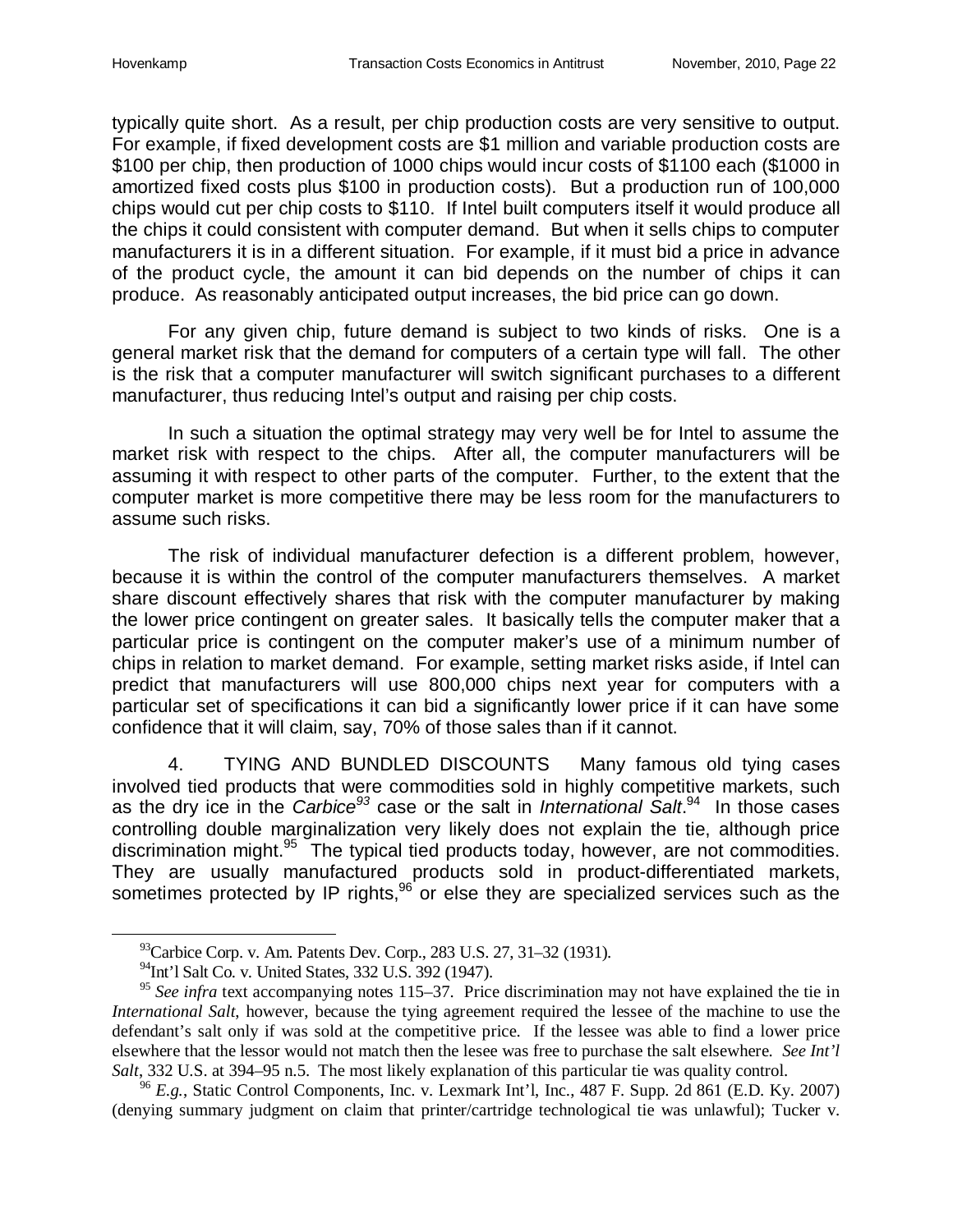typically quite short. As a result, per chip production costs are very sensitive to output. For example, if fixed development costs are $1 million and variable production costs are $100 per chip, then production of 1000 chips would incur costs of $1100 each ($1000 in amortized fixed costs plus $100 in production costs). But a production run of 100,000 chips would cut per chip costs to $110. If Intel built computers itself it would produce all the chips it could consistent with computer demand. But when it sells chips to computer manufacturers it is in a different situation. For example, if it must bid a price in advance of the product cycle, the amount it can bid depends on the number of chips it can produce. As reasonably anticipated output increases, the bid price can go down.

For any given chip, future demand is subject to two kinds of risks. One is a general market risk that the demand for computers of a certain type will fall. The other is the risk that a computer manufacturer will switch significant purchases to a different manufacturer, thus reducing Intel's output and raising per chip costs.

In such a situation the optimal strategy may very well be for Intel to assume the market risk with respect to the chips. After all, the computer manufacturers will be assuming it with respect to other parts of the computer. Further, to the extent that the computer market is more competitive there may be less room for the manufacturers to assume such risks.

The risk of individual manufacturer defection is a different problem, however, because it is within the control of the computer manufacturers themselves. A market share discount effectively shares that risk with the computer manufacturer by making the lower price contingent on greater sales. It basically tells the computer maker that a particular price is contingent on the computer maker's use of a minimum number of chips in relation to market demand. For example, setting market risks aside, if Intel can predict that manufacturers will use 800,000 chips next year for computers with a particular set of specifications it can bid a significantly lower price if it can have some confidence that it will claim, say, 70% of those sales than if it cannot.

4. TYING AND BUNDLED DISCOUNTS Many famous old tying cases involved tied products that were commodities sold in highly competitive markets, such as the dry ice in the *Carbice*[93] case or the salt in *International Salt*.[94] In those cases controlling double marginalization very likely does not explain the tie, although price discrimination might.[95] The typical tied products today, however, are not commodities. They are usually manufactured products sold in product-differentiated markets, sometimes protected by IP rights,[96] or else they are specialized services such as the

---

[93] Carbice Corp. v. Am. Patents Dev. Corp., 283 U.S. 27, 31–32 (1931).

[94] Int'l Salt Co. v. United States, 332 U.S. 392 (1947).

[95] *See infra* text accompanying notes 115–37. Price discrimination may not have explained the tie in *International Salt*, however, because the tying agreement required the lessee of the machine to use the defendant's salt only if was sold at the competitive price. If the lessee was able to find a lower price elsewhere that the lessor would not match then the lesee was free to purchase the salt elsewhere. *See Int'l Salt*, 332 U.S. at 394–95 n.5. The most likely explanation of this particular tie was quality control.

[96] *E.g.*, Static Control Components, Inc. v. Lexmark Int'l, Inc., 487 F. Supp. 2d 861 (E.D. Ky. 2007) (denying summary judgment on claim that printer/cartridge technological tie was unlawful); Tucker v.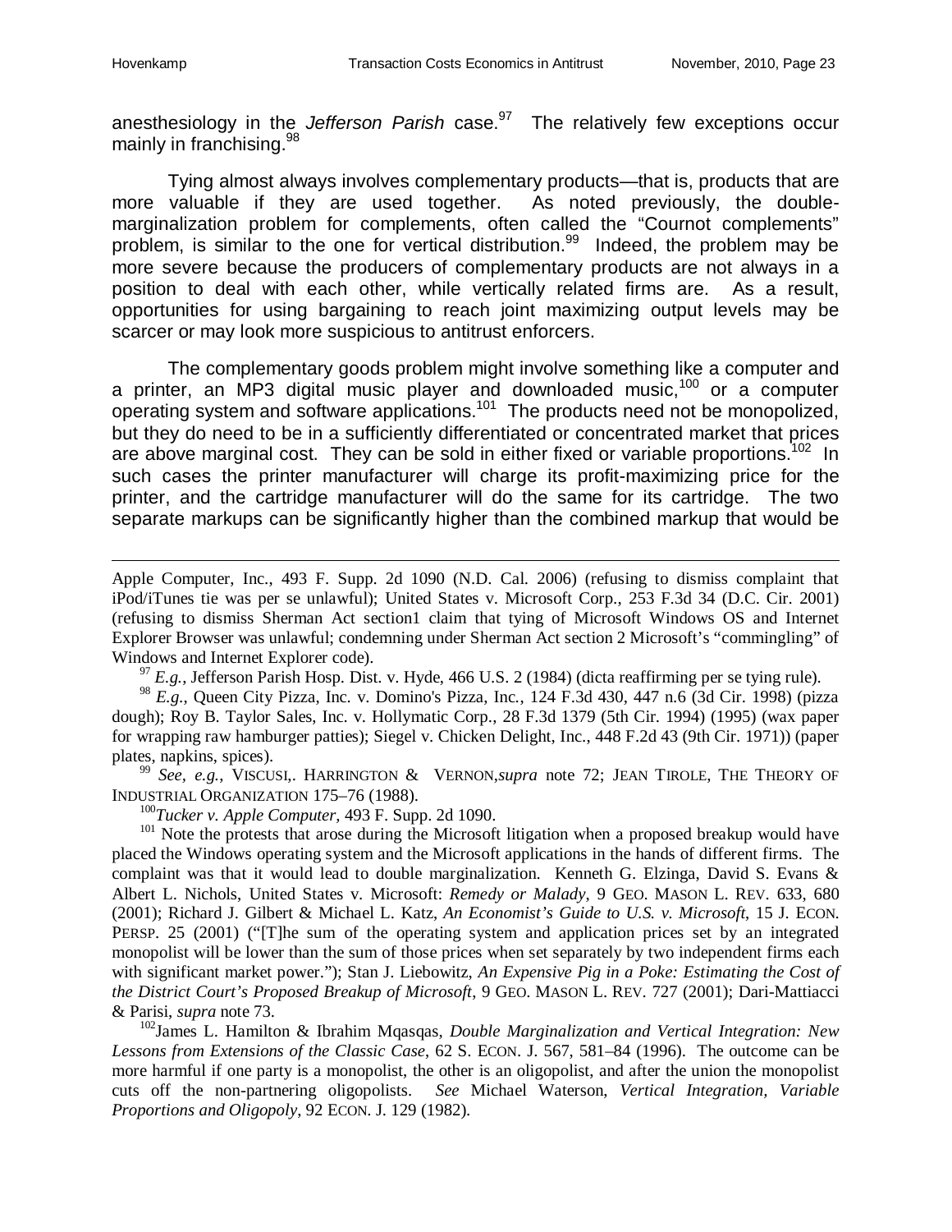anesthesiology in the *Jefferson Parish* case.[97] The relatively few exceptions occur mainly in franchising.[98]

Tying almost always involves complementary products—that is, products that are more valuable if they are used together. As noted previously, the double-marginalization problem for complements, often called the "Cournot complements" problem, is similar to the one for vertical distribution.[99] Indeed, the problem may be more severe because the producers of complementary products are not always in a position to deal with each other, while vertically related firms are. As a result, opportunities for using bargaining to reach joint maximizing output levels may be scarcer or may look more suspicious to antitrust enforcers.

The complementary goods problem might involve something like a computer and a printer, an MP3 digital music player and downloaded music,[100] or a computer operating system and software applications.[101] The products need not be monopolized, but they do need to be in a sufficiently differentiated or concentrated market that prices are above marginal cost. They can be sold in either fixed or variable proportions.[102] In such cases the printer manufacturer will charge its profit-maximizing price for the printer, and the cartridge manufacturer will do the same for its cartridge. The two separate markups can be significantly higher than the combined markup that would be

---

Apple Computer, Inc., 493 F. Supp. 2d 1090 (N.D. Cal. 2006) (refusing to dismiss complaint that iPod/iTunes tie was per se unlawful); United States v. Microsoft Corp., 253 F.3d 34 (D.C. Cir. 2001) (refusing to dismiss Sherman Act section1 claim that tying of Microsoft Windows OS and Internet Explorer Browser was unlawful; condemning under Sherman Act section 2 Microsoft's "commingling" of Windows and Internet Explorer code).

[97] *E.g.*, Jefferson Parish Hosp. Dist. v. Hyde, 466 U.S. 2 (1984) (dicta reaffirming per se tying rule).

[98] *E.g.*, Queen City Pizza, Inc. v. Domino's Pizza, Inc., 124 F.3d 430, 447 n.6 (3d Cir. 1998) (pizza dough); Roy B. Taylor Sales, Inc. v. Hollymatic Corp., 28 F.3d 1379 (5th Cir. 1994) (1995) (wax paper for wrapping raw hamburger patties); Siegel v. Chicken Delight, Inc., 448 F.2d 43 (9th Cir. 1971)) (paper plates, napkins, spices).

[99] *See, e.g.*, VISCUSI,. HARRINGTON & VERNON,*supra* note 72; JEAN TIROLE, THE THEORY OF INDUSTRIAL ORGANIZATION 175–76 (1988).

[100] *Tucker v. Apple Computer*, 493 F. Supp. 2d 1090.

[101] Note the protests that arose during the Microsoft litigation when a proposed breakup would have placed the Windows operating system and the Microsoft applications in the hands of different firms. The complaint was that it would lead to double marginalization. Kenneth G. Elzinga, David S. Evans & Albert L. Nichols, United States v. Microsoft: *Remedy or Malady*, 9 GEO. MASON L. REV. 633, 680 (2001); Richard J. Gilbert & Michael L. Katz, *An Economist's Guide to U.S. v. Microsoft*, 15 J. ECON. PERSP. 25 (2001) ("[T]he sum of the operating system and application prices set by an integrated monopolist will be lower than the sum of those prices when set separately by two independent firms each with significant market power."); Stan J. Liebowitz, *An Expensive Pig in a Poke: Estimating the Cost of the District Court's Proposed Breakup of Microsoft*, 9 GEO. MASON L. REV. 727 (2001); Dari-Mattiacci & Parisi, *supra* note 73.

[102] James L. Hamilton & Ibrahim Mqasqas, *Double Marginalization and Vertical Integration: New Lessons from Extensions of the Classic Case*, 62 S. ECON. J. 567, 581–84 (1996). The outcome can be more harmful if one party is a monopolist, the other is an oligopolist, and after the union the monopolist cuts off the non-partnering oligopolists. *See* Michael Waterson, *Vertical Integration, Variable Proportions and Oligopoly*, 92 ECON. J. 129 (1982).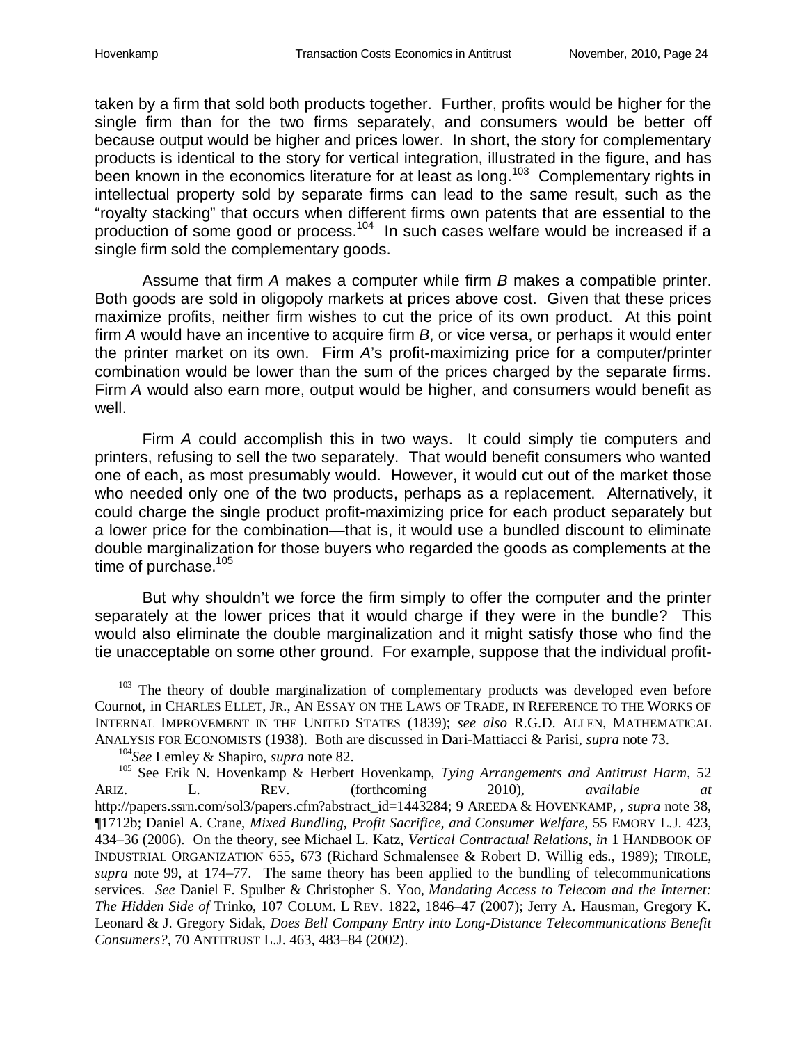taken by a firm that sold both products together. Further, profits would be higher for the single firm than for the two firms separately, and consumers would be better off because output would be higher and prices lower. In short, the story for complementary products is identical to the story for vertical integration, illustrated in the figure, and has been known in the economics literature for at least as long.[103] Complementary rights in intellectual property sold by separate firms can lead to the same result, such as the "royalty stacking" that occurs when different firms own patents that are essential to the production of some good or process.[104] In such cases welfare would be increased if a single firm sold the complementary goods.

Assume that firm *A* makes a computer while firm *B* makes a compatible printer. Both goods are sold in oligopoly markets at prices above cost. Given that these prices maximize profits, neither firm wishes to cut the price of its own product. At this point firm *A* would have an incentive to acquire firm *B*, or vice versa, or perhaps it would enter the printer market on its own. Firm *A*'s profit-maximizing price for a computer/printer combination would be lower than the sum of the prices charged by the separate firms. Firm *A* would also earn more, output would be higher, and consumers would benefit as well.

Firm *A* could accomplish this in two ways. It could simply tie computers and printers, refusing to sell the two separately. That would benefit consumers who wanted one of each, as most presumably would. However, it would cut out of the market those who needed only one of the two products, perhaps as a replacement. Alternatively, it could charge the single product profit-maximizing price for each product separately but a lower price for the combination—that is, it would use a bundled discount to eliminate double marginalization for those buyers who regarded the goods as complements at the time of purchase.[105]

But why shouldn't we force the firm simply to offer the computer and the printer separately at the lower prices that it would charge if they were in the bundle? This would also eliminate the double marginalization and it might satisfy those who find the tie unacceptable on some other ground. For example, suppose that the individual profit-

---

[103] The theory of double marginalization of complementary products was developed even before Cournot, in CHARLES ELLET, JR., AN ESSAY ON THE LAWS OF TRADE, IN REFERENCE TO THE WORKS OF INTERNAL IMPROVEMENT IN THE UNITED STATES (1839); *see also* R.G.D. ALLEN, MATHEMATICAL ANALYSIS FOR ECONOMISTS (1938). Both are discussed in Dari-Mattiacci & Parisi, *supra* note 73.

[104] *See* Lemley & Shapiro, *supra* note 82.

[105] See Erik N. Hovenkamp & Herbert Hovenkamp, *Tying Arrangements and Antitrust Harm*, 52 ARIZ. L. REV. (forthcoming 2010), *available at* http://papers.ssrn.com/sol3/papers.cfm?abstract_id=1443284; 9 AREEDA & HOVENKAMP, , *supra* note 38, ¶1712b; Daniel A. Crane, *Mixed Bundling, Profit Sacrifice, and Consumer Welfare*, 55 EMORY L.J. 423, 434–36 (2006). On the theory, see Michael L. Katz, *Vertical Contractual Relations, in* 1 HANDBOOK OF INDUSTRIAL ORGANIZATION 655, 673 (Richard Schmalensee & Robert D. Willig eds., 1989); TIROLE, *supra* note 99, at 174–77. The same theory has been applied to the bundling of telecommunications services. *See* Daniel F. Spulber & Christopher S. Yoo, *Mandating Access to Telecom and the Internet: The Hidden Side of* Trinko, 107 COLUM. L REV. 1822, 1846–47 (2007); Jerry A. Hausman, Gregory K. Leonard & J. Gregory Sidak, *Does Bell Company Entry into Long-Distance Telecommunications Benefit Consumers?*, 70 ANTITRUST L.J. 463, 483–84 (2002).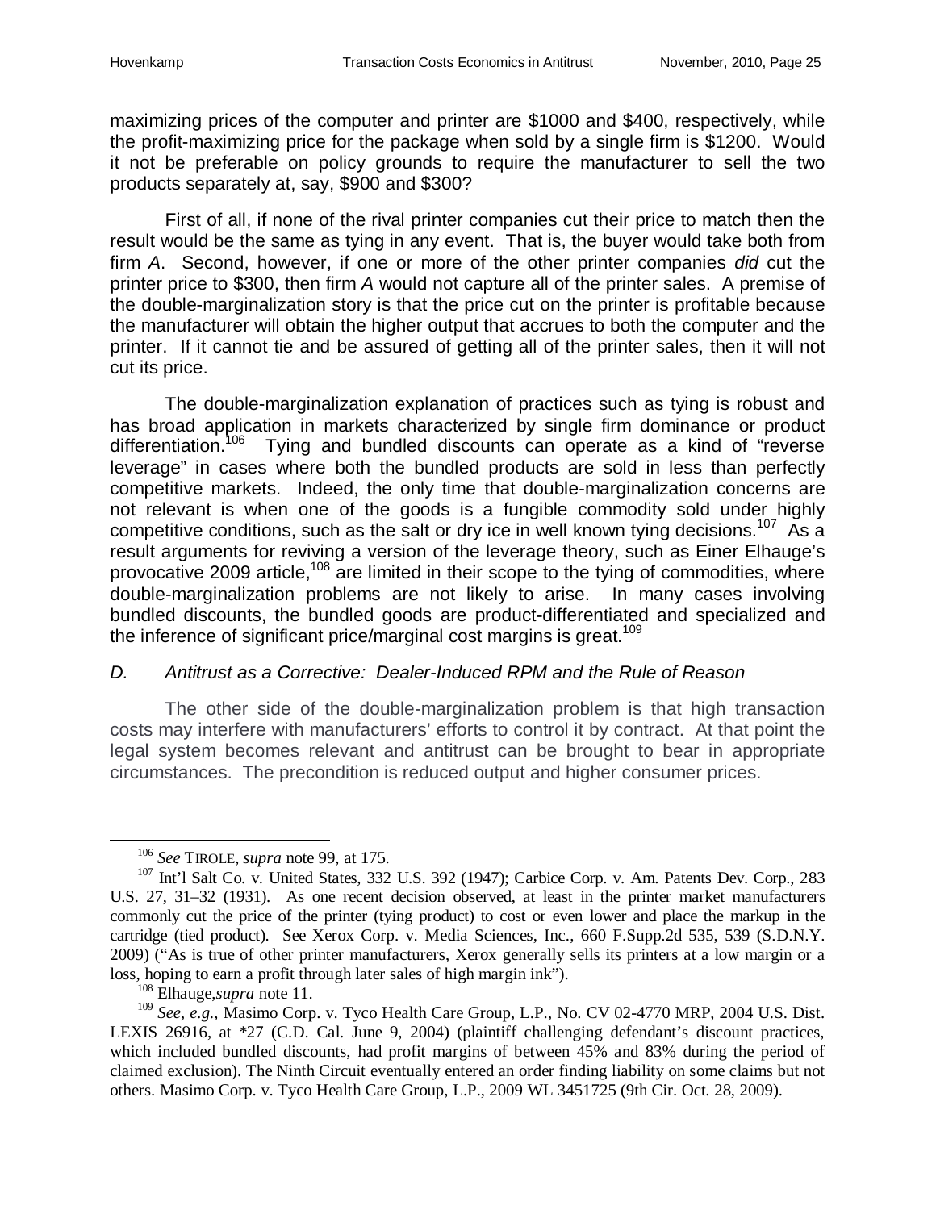maximizing prices of the computer and printer are $1000 and $400, respectively, while the profit-maximizing price for the package when sold by a single firm is $1200. Would it not be preferable on policy grounds to require the manufacturer to sell the two products separately at, say, $900 and $300?

First of all, if none of the rival printer companies cut their price to match then the result would be the same as tying in any event. That is, the buyer would take both from firm *A*. Second, however, if one or more of the other printer companies *did* cut the printer price to $300, then firm *A* would not capture all of the printer sales. A premise of the double-marginalization story is that the price cut on the printer is profitable because the manufacturer will obtain the higher output that accrues to both the computer and the printer. If it cannot tie and be assured of getting all of the printer sales, then it will not cut its price.

The double-marginalization explanation of practices such as tying is robust and has broad application in markets characterized by single firm dominance or product differentiation.[106] Tying and bundled discounts can operate as a kind of "reverse leverage" in cases where both the bundled products are sold in less than perfectly competitive markets. Indeed, the only time that double-marginalization concerns are not relevant is when one of the goods is a fungible commodity sold under highly competitive conditions, such as the salt or dry ice in well known tying decisions.[107] As a result arguments for reviving a version of the leverage theory, such as Einer Elhauge's provocative 2009 article,[108] are limited in their scope to the tying of commodities, where double-marginalization problems are not likely to arise. In many cases involving bundled discounts, the bundled goods are product-differentiated and specialized and the inference of significant price/marginal cost margins is great.[109]

### *D. Antitrust as a Corrective: Dealer-Induced RPM and the Rule of Reason*

The other side of the double-marginalization problem is that high transaction costs may interfere with manufacturers' efforts to control it by contract. At that point the legal system becomes relevant and antitrust can be brought to bear in appropriate circumstances. The precondition is reduced output and higher consumer prices.

---

[106] *See* TIROLE, *supra* note 99, at 175.

[107] Int'l Salt Co. v. United States, 332 U.S. 392 (1947); Carbice Corp. v. Am. Patents Dev. Corp., 283 U.S. 27, 31–32 (1931). As one recent decision observed, at least in the printer market manufacturers commonly cut the price of the printer (tying product) to cost or even lower and place the markup in the cartridge (tied product). See Xerox Corp. v. Media Sciences, Inc., 660 F.Supp.2d 535, 539 (S.D.N.Y. 2009) ("As is true of other printer manufacturers, Xerox generally sells its printers at a low margin or a loss, hoping to earn a profit through later sales of high margin ink").

[108] Elhauge,*supra* note 11.

[109] *See, e.g.*, Masimo Corp. v. Tyco Health Care Group, L.P., No. CV 02-4770 MRP, 2004 U.S. Dist. LEXIS 26916, at *27 (C.D. Cal. June 9, 2004) (plaintiff challenging defendant's discount practices, which included bundled discounts, had profit margins of between 45% and 83% during the period of claimed exclusion). The Ninth Circuit eventually entered an order finding liability on some claims but not others. Masimo Corp. v. Tyco Health Care Group, L.P., 2009 WL 3451725 (9th Cir. Oct. 28, 2009).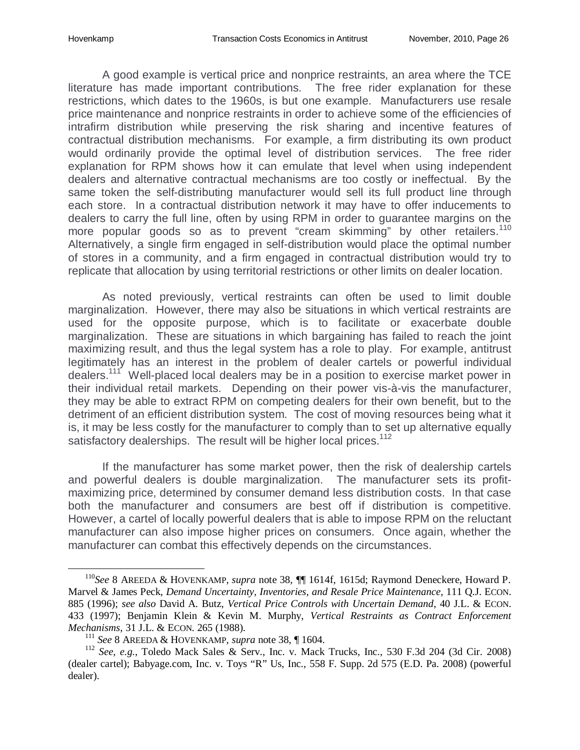A good example is vertical price and nonprice restraints, an area where the TCE literature has made important contributions. The free rider explanation for these restrictions, which dates to the 1960s, is but one example. Manufacturers use resale price maintenance and nonprice restraints in order to achieve some of the efficiencies of intrafirm distribution while preserving the risk sharing and incentive features of contractual distribution mechanisms. For example, a firm distributing its own product would ordinarily provide the optimal level of distribution services. The free rider explanation for RPM shows how it can emulate that level when using independent dealers and alternative contractual mechanisms are too costly or ineffectual. By the same token the self-distributing manufacturer would sell its full product line through each store. In a contractual distribution network it may have to offer inducements to dealers to carry the full line, often by using RPM in order to guarantee margins on the more popular goods so as to prevent "cream skimming" by other retailers.[110] Alternatively, a single firm engaged in self-distribution would place the optimal number of stores in a community, and a firm engaged in contractual distribution would try to replicate that allocation by using territorial restrictions or other limits on dealer location.

As noted previously, vertical restraints can often be used to limit double marginalization. However, there may also be situations in which vertical restraints are used for the opposite purpose, which is to facilitate or exacerbate double marginalization. These are situations in which bargaining has failed to reach the joint maximizing result, and thus the legal system has a role to play. For example, antitrust legitimately has an interest in the problem of dealer cartels or powerful individual dealers.[111] Well-placed local dealers may be in a position to exercise market power in their individual retail markets. Depending on their power vis-à-vis the manufacturer, they may be able to extract RPM on competing dealers for their own benefit, but to the detriment of an efficient distribution system. The cost of moving resources being what it is, it may be less costly for the manufacturer to comply than to set up alternative equally satisfactory dealerships. The result will be higher local prices.[112]

If the manufacturer has some market power, then the risk of dealership cartels and powerful dealers is double marginalization. The manufacturer sets its profit-maximizing price, determined by consumer demand less distribution costs. In that case both the manufacturer and consumers are best off if distribution is competitive. However, a cartel of locally powerful dealers that is able to impose RPM on the reluctant manufacturer can also impose higher prices on consumers. Once again, whether the manufacturer can combat this effectively depends on the circumstances.

---

[110] *See* 8 AREEDA & HOVENKAMP, *supra* note 38, ¶¶ 1614f, 1615d; Raymond Deneckere, Howard P. Marvel & James Peck, *Demand Uncertainty, Inventories, and Resale Price Maintenance*, 111 Q.J. ECON. 885 (1996); *see also* David A. Butz, *Vertical Price Controls with Uncertain Demand*, 40 J.L. & ECON. 433 (1997); Benjamin Klein & Kevin M. Murphy, *Vertical Restraints as Contract Enforcement Mechanisms*, 31 J.L. & ECON. 265 (1988).

[111] *See* 8 AREEDA & HOVENKAMP, *supra* note 38, ¶ 1604.

[112] *See, e.g.*, Toledo Mack Sales & Serv., Inc. v. Mack Trucks, Inc., 530 F.3d 204 (3d Cir. 2008) (dealer cartel); Babyage.com, Inc. v. Toys "R" Us, Inc., 558 F. Supp. 2d 575 (E.D. Pa. 2008) (powerful dealer).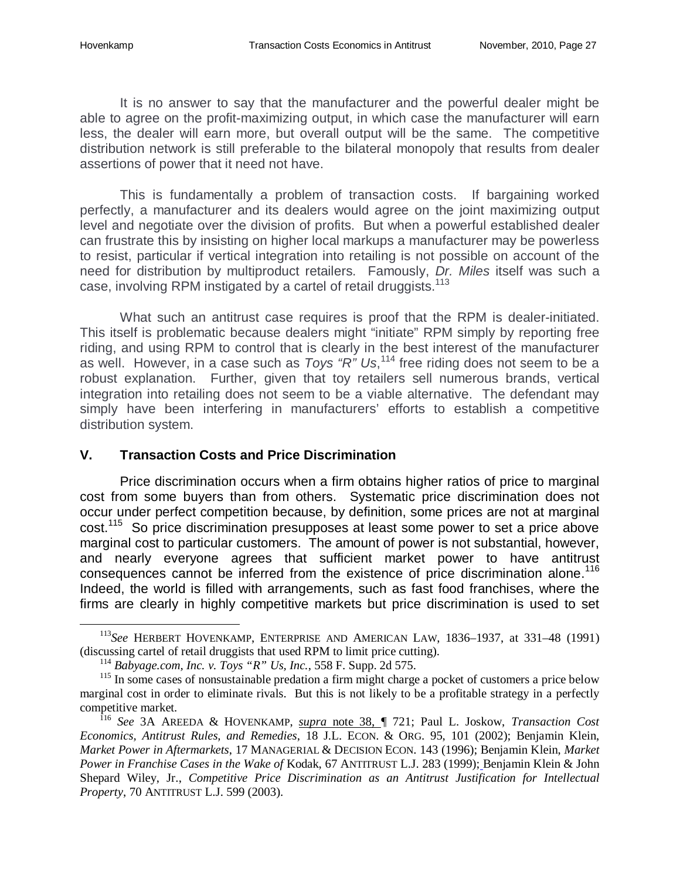It is no answer to say that the manufacturer and the powerful dealer might be able to agree on the profit-maximizing output, in which case the manufacturer will earn less, the dealer will earn more, but overall output will be the same. The competitive distribution network is still preferable to the bilateral monopoly that results from dealer assertions of power that it need not have.

This is fundamentally a problem of transaction costs. If bargaining worked perfectly, a manufacturer and its dealers would agree on the joint maximizing output level and negotiate over the division of profits. But when a powerful established dealer can frustrate this by insisting on higher local markups a manufacturer may be powerless to resist, particular if vertical integration into retailing is not possible on account of the need for distribution by multiproduct retailers. Famously, *Dr. Miles* itself was such a case, involving RPM instigated by a cartel of retail druggists.[113]

What such an antitrust case requires is proof that the RPM is dealer-initiated. This itself is problematic because dealers might "initiate" RPM simply by reporting free riding, and using RPM to control that is clearly in the best interest of the manufacturer as well. However, in a case such as *Toys "R" Us*,[114] free riding does not seem to be a robust explanation. Further, given that toy retailers sell numerous brands, vertical integration into retailing does not seem to be a viable alternative. The defendant may simply have been interfering in manufacturers' efforts to establish a competitive distribution system.

## V. Transaction Costs and Price Discrimination

Price discrimination occurs when a firm obtains higher ratios of price to marginal cost from some buyers than from others. Systematic price discrimination does not occur under perfect competition because, by definition, some prices are not at marginal cost.[115] So price discrimination presupposes at least some power to set a price above marginal cost to particular customers. The amount of power is not substantial, however, and nearly everyone agrees that sufficient market power to have antitrust consequences cannot be inferred from the existence of price discrimination alone.[116] Indeed, the world is filled with arrangements, such as fast food franchises, where the firms are clearly in highly competitive markets but price discrimination is used to set

---

[113] *See* HERBERT HOVENKAMP, ENTERPRISE AND AMERICAN LAW, 1836–1937, at 331–48 (1991) (discussing cartel of retail druggists that used RPM to limit price cutting).

[114] *Babyage.com, Inc. v. Toys "R" Us, Inc.*, 558 F. Supp. 2d 575.

[115] In some cases of nonsustainable predation a firm might charge a pocket of customers a price below marginal cost in order to eliminate rivals. But this is not likely to be a profitable strategy in a perfectly competitive market.

[116] *See* 3A AREEDA & HOVENKAMP, *supra* note 38, ¶ 721; Paul L. Joskow, *Transaction Cost Economics, Antitrust Rules, and Remedies*, 18 J.L. ECON. & ORG. 95, 101 (2002); Benjamin Klein, *Market Power in Aftermarkets*, 17 MANAGERIAL & DECISION ECON. 143 (1996); Benjamin Klein, *Market Power in Franchise Cases in the Wake of* Kodak, 67 ANTITRUST L.J. 283 (1999); Benjamin Klein & John Shepard Wiley, Jr., *Competitive Price Discrimination as an Antitrust Justification for Intellectual Property*, 70 ANTITRUST L.J. 599 (2003).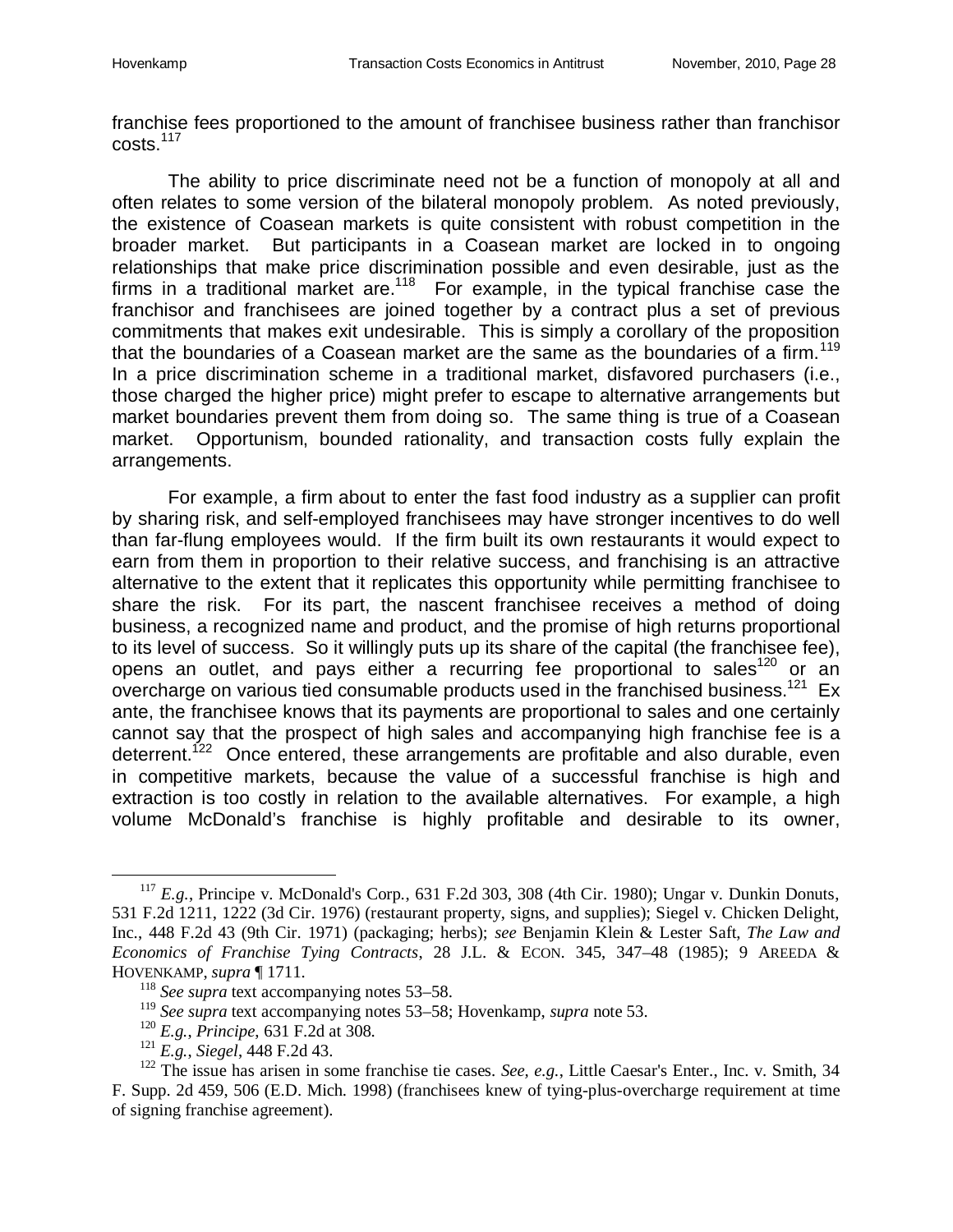franchise fees proportioned to the amount of franchisee business rather than franchisor costs.[117]

The ability to price discriminate need not be a function of monopoly at all and often relates to some version of the bilateral monopoly problem. As noted previously, the existence of Coasean markets is quite consistent with robust competition in the broader market. But participants in a Coasean market are locked in to ongoing relationships that make price discrimination possible and even desirable, just as the firms in a traditional market are.[118] For example, in the typical franchise case the franchisor and franchisees are joined together by a contract plus a set of previous commitments that makes exit undesirable. This is simply a corollary of the proposition that the boundaries of a Coasean market are the same as the boundaries of a firm.[119] In a price discrimination scheme in a traditional market, disfavored purchasers (i.e., those charged the higher price) might prefer to escape to alternative arrangements but market boundaries prevent them from doing so. The same thing is true of a Coasean market. Opportunism, bounded rationality, and transaction costs fully explain the arrangements.

For example, a firm about to enter the fast food industry as a supplier can profit by sharing risk, and self-employed franchisees may have stronger incentives to do well than far-flung employees would. If the firm built its own restaurants it would expect to earn from them in proportion to their relative success, and franchising is an attractive alternative to the extent that it replicates this opportunity while permitting franchisee to share the risk. For its part, the nascent franchisee receives a method of doing business, a recognized name and product, and the promise of high returns proportional to its level of success. So it willingly puts up its share of the capital (the franchisee fee), opens an outlet, and pays either a recurring fee proportional to sales[120] or an overcharge on various tied consumable products used in the franchised business.[121] Ex ante, the franchisee knows that its payments are proportional to sales and one certainly cannot say that the prospect of high sales and accompanying high franchise fee is a deterrent.[122] Once entered, these arrangements are profitable and also durable, even in competitive markets, because the value of a successful franchise is high and extraction is too costly in relation to the available alternatives. For example, a high volume McDonald's franchise is highly profitable and desirable to its owner,

---

[117] *E.g.*, Principe v. McDonald's Corp., 631 F.2d 303, 308 (4th Cir. 1980); Ungar v. Dunkin Donuts, 531 F.2d 1211, 1222 (3d Cir. 1976) (restaurant property, signs, and supplies); Siegel v. Chicken Delight, Inc., 448 F.2d 43 (9th Cir. 1971) (packaging; herbs); *see* Benjamin Klein & Lester Saft, *The Law and Economics of Franchise Tying Contracts*, 28 J.L. & ECON. 345, 347–48 (1985); 9 AREEDA & HOVENKAMP, *supra* ¶ 1711.

[118] *See supra* text accompanying notes 53–58.

[119] *See supra* text accompanying notes 53–58; Hovenkamp, *supra* note 53.

[120] *E.g.*, *Principe*, 631 F.2d at 308.

[121] *E.g.*, *Siegel*, 448 F.2d 43.

[122] The issue has arisen in some franchise tie cases. *See, e.g.*, Little Caesar's Enter., Inc. v. Smith, 34 F. Supp. 2d 459, 506 (E.D. Mich. 1998) (franchisees knew of tying-plus-overcharge requirement at time of signing franchise agreement).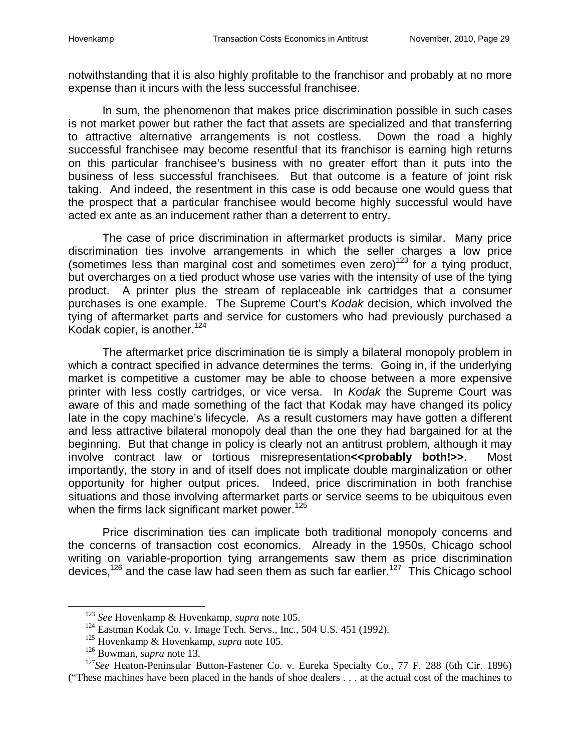notwithstanding that it is also highly profitable to the franchisor and probably at no more expense than it incurs with the less successful franchisee.

In sum, the phenomenon that makes price discrimination possible in such cases is not market power but rather the fact that assets are specialized and that transferring to attractive alternative arrangements is not costless. Down the road a highly successful franchisee may become resentful that its franchisor is earning high returns on this particular franchisee's business with no greater effort than it puts into the business of less successful franchisees. But that outcome is a feature of joint risk taking. And indeed, the resentment in this case is odd because one would guess that the prospect that a particular franchisee would become highly successful would have acted ex ante as an inducement rather than a deterrent to entry.

The case of price discrimination in aftermarket products is similar. Many price discrimination ties involve arrangements in which the seller charges a low price (sometimes less than marginal cost and sometimes even zero)[123] for a tying product, but overcharges on a tied product whose use varies with the intensity of use of the tying product. A printer plus the stream of replaceable ink cartridges that a consumer purchases is one example. The Supreme Court's *Kodak* decision, which involved the tying of aftermarket parts and service for customers who had previously purchased a Kodak copier, is another.[124]

The aftermarket price discrimination tie is simply a bilateral monopoly problem in which a contract specified in advance determines the terms. Going in, if the underlying market is competitive a customer may be able to choose between a more expensive printer with less costly cartridges, or vice versa. In *Kodak* the Supreme Court was aware of this and made something of the fact that Kodak may have changed its policy late in the copy machine's lifecycle. As a result customers may have gotten a different and less attractive bilateral monopoly deal than the one they had bargained for at the beginning. But that change in policy is clearly not an antitrust problem, although it may involve contract law or tortious misrepresentation**<<probably both!>>**. Most importantly, the story in and of itself does not implicate double marginalization or other opportunity for higher output prices. Indeed, price discrimination in both franchise situations and those involving aftermarket parts or service seems to be ubiquitous even when the firms lack significant market power.[125]

Price discrimination ties can implicate both traditional monopoly concerns and the concerns of transaction cost economics. Already in the 1950s, Chicago school writing on variable-proportion tying arrangements saw them as price discrimination devices,[126] and the case law had seen them as such far earlier.[127] This Chicago school

---

[123] *See* Hovenkamp & Hovenkamp, *supra* note 105.

[124] Eastman Kodak Co. v. Image Tech. Servs., Inc., 504 U.S. 451 (1992).

[125] Hovenkamp & Hovenkamp, *supra* note 105.

[126] Bowman, *supra* note 13.

[127] *See* Heaton-Peninsular Button-Fastener Co. v. Eureka Specialty Co., 77 F. 288 (6th Cir. 1896) ("These machines have been placed in the hands of shoe dealers . . . at the actual cost of the machines to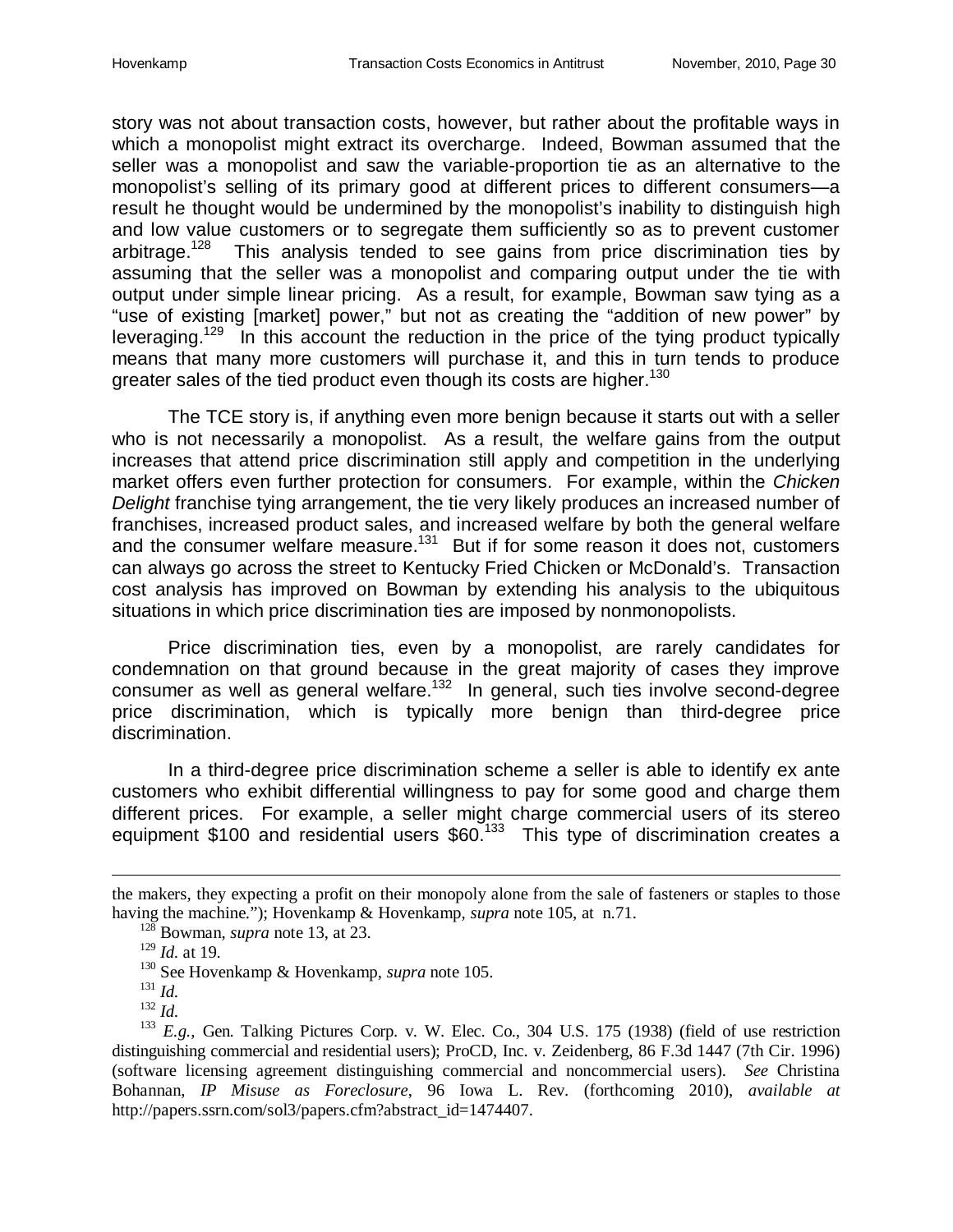story was not about transaction costs, however, but rather about the profitable ways in which a monopolist might extract its overcharge. Indeed, Bowman assumed that the seller was a monopolist and saw the variable-proportion tie as an alternative to the monopolist's selling of its primary good at different prices to different consumers—a result he thought would be undermined by the monopolist's inability to distinguish high and low value customers or to segregate them sufficiently so as to prevent customer arbitrage.[128] This analysis tended to see gains from price discrimination ties by assuming that the seller was a monopolist and comparing output under the tie with output under simple linear pricing. As a result, for example, Bowman saw tying as a "use of existing [market] power," but not as creating the "addition of new power" by leveraging.[129] In this account the reduction in the price of the tying product typically means that many more customers will purchase it, and this in turn tends to produce greater sales of the tied product even though its costs are higher.[130]

The TCE story is, if anything even more benign because it starts out with a seller who is not necessarily a monopolist. As a result, the welfare gains from the output increases that attend price discrimination still apply and competition in the underlying market offers even further protection for consumers. For example, within the *Chicken Delight* franchise tying arrangement, the tie very likely produces an increased number of franchises, increased product sales, and increased welfare by both the general welfare and the consumer welfare measure.[131] But if for some reason it does not, customers can always go across the street to Kentucky Fried Chicken or McDonald's. Transaction cost analysis has improved on Bowman by extending his analysis to the ubiquitous situations in which price discrimination ties are imposed by nonmonopolists.

Price discrimination ties, even by a monopolist, are rarely candidates for condemnation on that ground because in the great majority of cases they improve consumer as well as general welfare.[132] In general, such ties involve second-degree price discrimination, which is typically more benign than third-degree price discrimination.

In a third-degree price discrimination scheme a seller is able to identify ex ante customers who exhibit differential willingness to pay for some good and charge them different prices. For example, a seller might charge commercial users of its stereo equipment \$100 and residential users \$60.[133] This type of discrimination creates a

---

the makers, they expecting a profit on their monopoly alone from the sale of fasteners or staples to those having the machine."); Hovenkamp & Hovenkamp, *supra* note 105, at n.71.

[128] Bowman, *supra* note 13, at 23.

[129] *Id.* at 19.

[130] See Hovenkamp & Hovenkamp, *supra* note 105.

[131] *Id.*

[132] *Id.*

[133] *E.g.*, Gen. Talking Pictures Corp. v. W. Elec. Co., 304 U.S. 175 (1938) (field of use restriction distinguishing commercial and residential users); ProCD, Inc. v. Zeidenberg, 86 F.3d 1447 (7th Cir. 1996) (software licensing agreement distinguishing commercial and noncommercial users). *See* Christina Bohannan, *IP Misuse as Foreclosure*, 96 Iowa L. Rev. (forthcoming 2010), *available at* http://papers.ssrn.com/sol3/papers.cfm?abstract_id=1474407.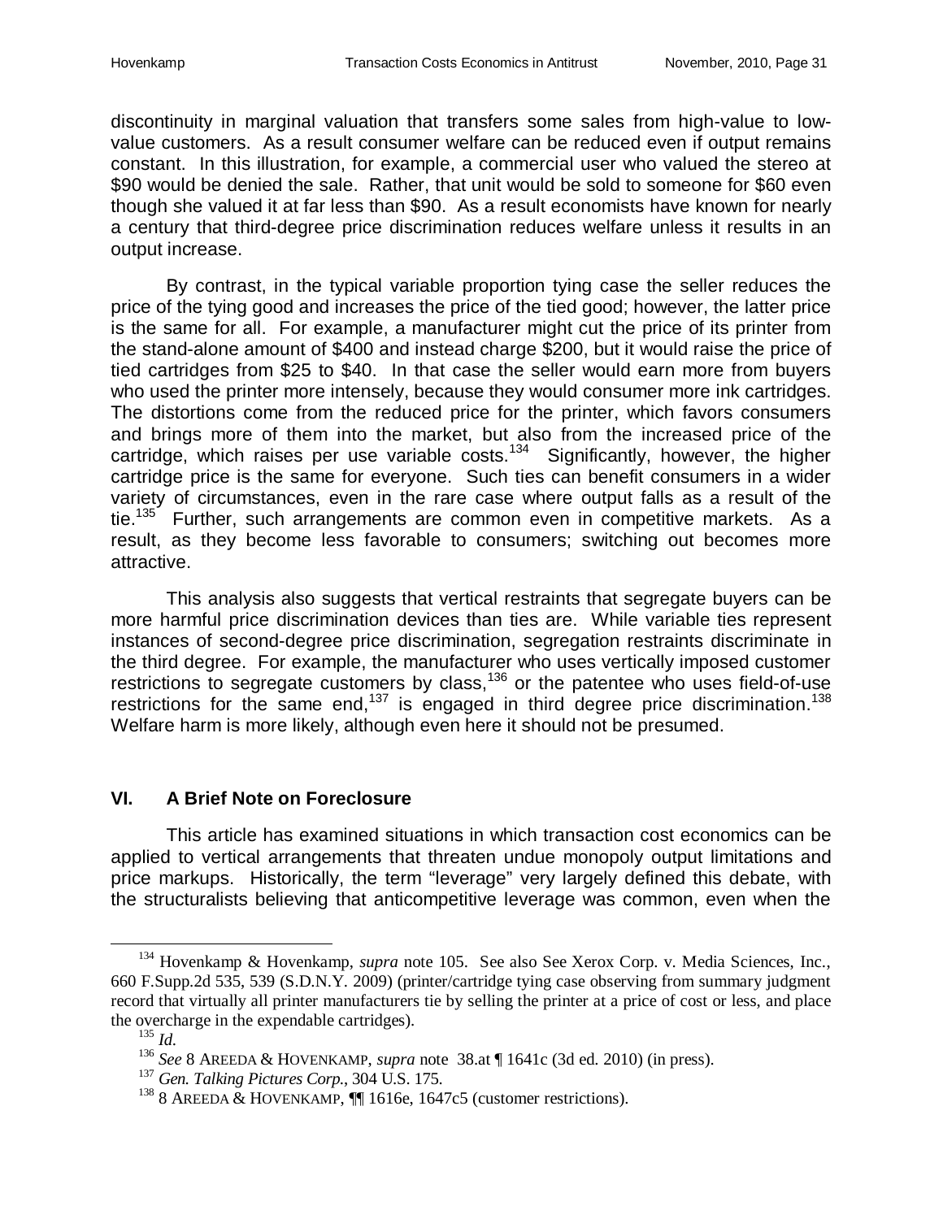discontinuity in marginal valuation that transfers some sales from high-value to low-value customers. As a result consumer welfare can be reduced even if output remains constant. In this illustration, for example, a commercial user who valued the stereo at $90 would be denied the sale. Rather, that unit would be sold to someone for $60 even though she valued it at far less than $90. As a result economists have known for nearly a century that third-degree price discrimination reduces welfare unless it results in an output increase.

By contrast, in the typical variable proportion tying case the seller reduces the price of the tying good and increases the price of the tied good; however, the latter price is the same for all. For example, a manufacturer might cut the price of its printer from the stand-alone amount of $400 and instead charge $200, but it would raise the price of tied cartridges from $25 to $40. In that case the seller would earn more from buyers who used the printer more intensely, because they would consumer more ink cartridges. The distortions come from the reduced price for the printer, which favors consumers and brings more of them into the market, but also from the increased price of the cartridge, which raises per use variable costs.[134] Significantly, however, the higher cartridge price is the same for everyone. Such ties can benefit consumers in a wider variety of circumstances, even in the rare case where output falls as a result of the tie.[135] Further, such arrangements are common even in competitive markets. As a result, as they become less favorable to consumers; switching out becomes more attractive.

This analysis also suggests that vertical restraints that segregate buyers can be more harmful price discrimination devices than ties are. While variable ties represent instances of second-degree price discrimination, segregation restraints discriminate in the third degree. For example, the manufacturer who uses vertically imposed customer restrictions to segregate customers by class,[136] or the patentee who uses field-of-use restrictions for the same end,[137] is engaged in third degree price discrimination.[138] Welfare harm is more likely, although even here it should not be presumed.

## VI. A Brief Note on Foreclosure

This article has examined situations in which transaction cost economics can be applied to vertical arrangements that threaten undue monopoly output limitations and price markups. Historically, the term "leverage" very largely defined this debate, with the structuralists believing that anticompetitive leverage was common, even when the

---

[134] Hovenkamp & Hovenkamp, *supra* note 105. See also See Xerox Corp. v. Media Sciences, Inc., 660 F.Supp.2d 535, 539 (S.D.N.Y. 2009) (printer/cartridge tying case observing from summary judgment record that virtually all printer manufacturers tie by selling the printer at a price of cost or less, and place the overcharge in the expendable cartridges).

[135] *Id.*

[136] *See* 8 AREEDA & HOVENKAMP, *supra* note 38.at ¶ 1641c (3d ed. 2010) (in press).

[137] *Gen. Talking Pictures Corp.*, 304 U.S. 175.

[138] 8 AREEDA & HOVENKAMP, ¶¶ 1616e, 1647c5 (customer restrictions).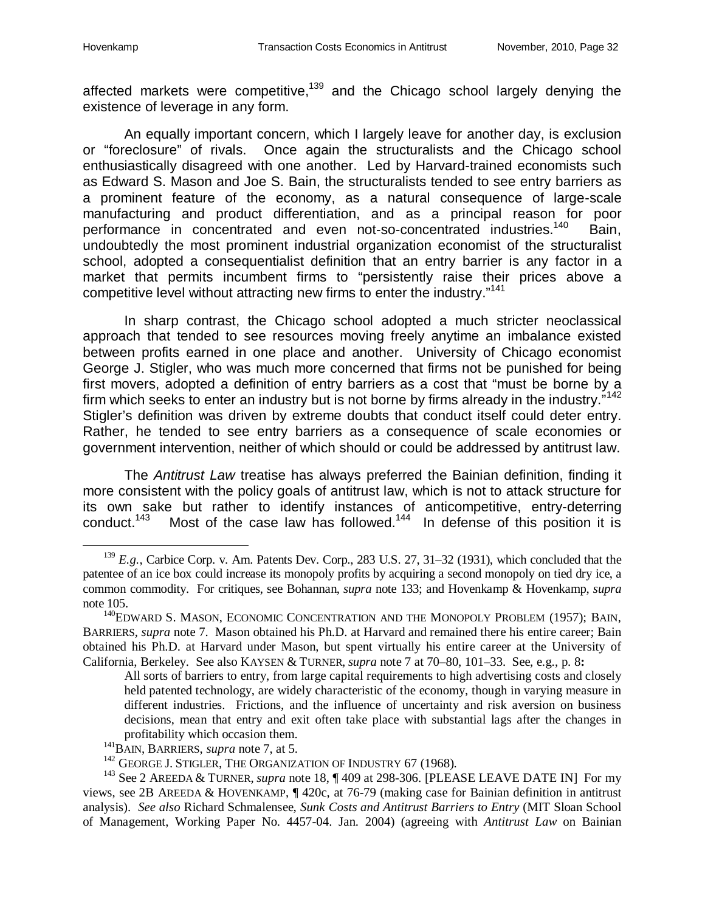affected markets were competitive,[139] and the Chicago school largely denying the existence of leverage in any form.

An equally important concern, which I largely leave for another day, is exclusion or "foreclosure" of rivals. Once again the structuralists and the Chicago school enthusiastically disagreed with one another. Led by Harvard-trained economists such as Edward S. Mason and Joe S. Bain, the structuralists tended to see entry barriers as a prominent feature of the economy, as a natural consequence of large-scale manufacturing and product differentiation, and as a principal reason for poor performance in concentrated and even not-so-concentrated industries.[140] Bain, undoubtedly the most prominent industrial organization economist of the structuralist school, adopted a consequentialist definition that an entry barrier is any factor in a market that permits incumbent firms to "persistently raise their prices above a competitive level without attracting new firms to enter the industry."[141]

In sharp contrast, the Chicago school adopted a much stricter neoclassical approach that tended to see resources moving freely anytime an imbalance existed between profits earned in one place and another. University of Chicago economist George J. Stigler, who was much more concerned that firms not be punished for being first movers, adopted a definition of entry barriers as a cost that "must be borne by a firm which seeks to enter an industry but is not borne by firms already in the industry."[142] Stigler's definition was driven by extreme doubts that conduct itself could deter entry. Rather, he tended to see entry barriers as a consequence of scale economies or government intervention, neither of which should or could be addressed by antitrust law.

The *Antitrust Law* treatise has always preferred the Bainian definition, finding it more consistent with the policy goals of antitrust law, which is not to attack structure for its own sake but rather to identify instances of anticompetitive, entry-deterring conduct.[143] Most of the case law has followed.[144] In defense of this position it is

---

[139] *E.g.*, Carbice Corp. v. Am. Patents Dev. Corp., 283 U.S. 27, 31–32 (1931), which concluded that the patentee of an ice box could increase its monopoly profits by acquiring a second monopoly on tied dry ice, a common commodity. For critiques, see Bohannan, *supra* note 133; and Hovenkamp & Hovenkamp, *supra* note 105.

[140] EDWARD S. MASON, ECONOMIC CONCENTRATION AND THE MONOPOLY PROBLEM (1957); BAIN, BARRIERS, *supra* note 7. Mason obtained his Ph.D. at Harvard and remained there his entire career; Bain obtained his Ph.D. at Harvard under Mason, but spent virtually his entire career at the University of California, Berkeley. See also KAYSEN & TURNER, *supra* note 7 at 70–80, 101–33. See, e.g., p. 8**:**

> All sorts of barriers to entry, from large capital requirements to high advertising costs and closely held patented technology, are widely characteristic of the economy, though in varying measure in different industries. Frictions, and the influence of uncertainty and risk aversion on business decisions, mean that entry and exit often take place with substantial lags after the changes in profitability which occasion them.

[141] BAIN, BARRIERS, *supra* note 7, at 5.

[142] GEORGE J. STIGLER, THE ORGANIZATION OF INDUSTRY 67 (1968).

[143] See 2 AREEDA & TURNER, *supra* note 18, ¶ 409 at 298-306. [PLEASE LEAVE DATE IN] For my views, see 2B AREEDA & HOVENKAMP, ¶ 420c, at 76-79 (making case for Bainian definition in antitrust analysis). *See also* Richard Schmalensee, *Sunk Costs and Antitrust Barriers to Entry* (MIT Sloan School of Management, Working Paper No. 4457-04. Jan. 2004) (agreeing with *Antitrust Law* on Bainian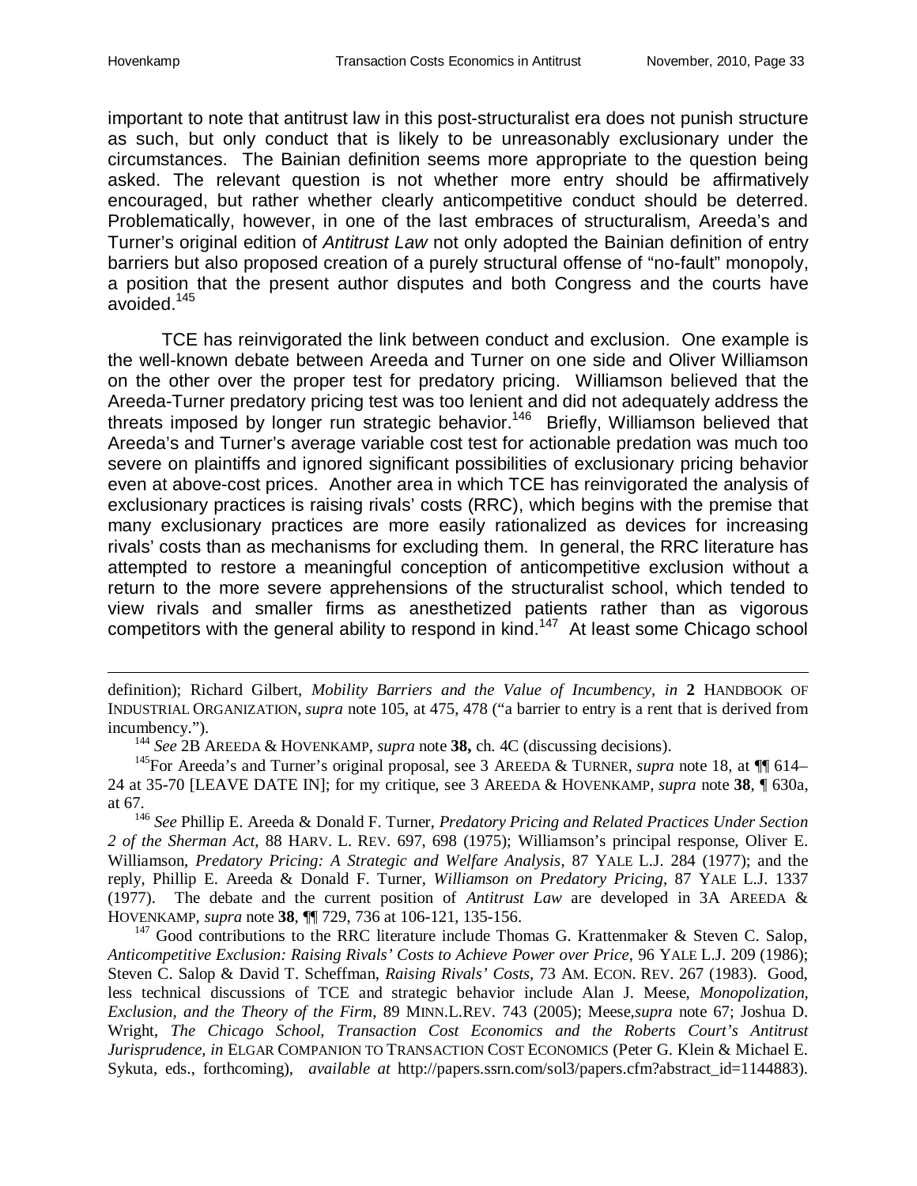important to note that antitrust law in this post-structuralist era does not punish structure as such, but only conduct that is likely to be unreasonably exclusionary under the circumstances. The Bainian definition seems more appropriate to the question being asked. The relevant question is not whether more entry should be affirmatively encouraged, but rather whether clearly anticompetitive conduct should be deterred. Problematically, however, in one of the last embraces of structuralism, Areeda's and Turner's original edition of *Antitrust Law* not only adopted the Bainian definition of entry barriers but also proposed creation of a purely structural offense of "no-fault" monopoly, a position that the present author disputes and both Congress and the courts have avoided.[145]

TCE has reinvigorated the link between conduct and exclusion. One example is the well-known debate between Areeda and Turner on one side and Oliver Williamson on the other over the proper test for predatory pricing. Williamson believed that the Areeda-Turner predatory pricing test was too lenient and did not adequately address the threats imposed by longer run strategic behavior.[146] Briefly, Williamson believed that Areeda's and Turner's average variable cost test for actionable predation was much too severe on plaintiffs and ignored significant possibilities of exclusionary pricing behavior even at above-cost prices. Another area in which TCE has reinvigorated the analysis of exclusionary practices is raising rivals' costs (RRC), which begins with the premise that many exclusionary practices are more easily rationalized as devices for increasing rivals' costs than as mechanisms for excluding them. In general, the RRC literature has attempted to restore a meaningful conception of anticompetitive exclusion without a return to the more severe apprehensions of the structuralist school, which tended to view rivals and smaller firms as anesthetized patients rather than as vigorous competitors with the general ability to respond in kind.[147] At least some Chicago school

---

definition); Richard Gilbert, *Mobility Barriers and the Value of Incumbency*, *in* **2** HANDBOOK OF INDUSTRIAL ORGANIZATION, *supra* note 105, at 475, 478 ("a barrier to entry is a rent that is derived from incumbency.").

[144] *See* 2B AREEDA & HOVENKAMP, *supra* note **38,** ch. 4C (discussing decisions).

[145] For Areeda's and Turner's original proposal, see 3 AREEDA & TURNER, *supra* note 18, at ¶¶ 614–24 at 35-70 [LEAVE DATE IN]; for my critique, see 3 AREEDA & HOVENKAMP, *supra* note **38**, ¶ 630a, at 67.

[146] *See* Phillip E. Areeda & Donald F. Turner, *Predatory Pricing and Related Practices Under Section 2 of the Sherman Act*, 88 HARV. L. REV. 697, 698 (1975); Williamson's principal response, Oliver E. Williamson, *Predatory Pricing: A Strategic and Welfare Analysis*, 87 YALE L.J. 284 (1977); and the reply, Phillip E. Areeda & Donald F. Turner, *Williamson on Predatory Pricing*, 87 YALE L.J. 1337 (1977). The debate and the current position of *Antitrust Law* are developed in 3A AREEDA & HOVENKAMP, *supra* note **38**, ¶¶ 729, 736 at 106-121, 135-156.

[147] Good contributions to the RRC literature include Thomas G. Krattenmaker & Steven C. Salop, *Anticompetitive Exclusion: Raising Rivals' Costs to Achieve Power over Price*, 96 YALE L.J. 209 (1986); Steven C. Salop & David T. Scheffman, *Raising Rivals' Costs*, 73 AM. ECON. REV. 267 (1983). Good, less technical discussions of TCE and strategic behavior include Alan J. Meese, *Monopolization, Exclusion, and the Theory of the Firm*, 89 MINN.L.REV. 743 (2005); Meese,*supra* note 67; Joshua D. Wright, *The Chicago School, Transaction Cost Economics and the Roberts Court's Antitrust Jurisprudence, in* ELGAR COMPANION TO TRANSACTION COST ECONOMICS (Peter G. Klein & Michael E. Sykuta, eds., forthcoming), *available at* http://papers.ssrn.com/sol3/papers.cfm?abstract_id=1144883).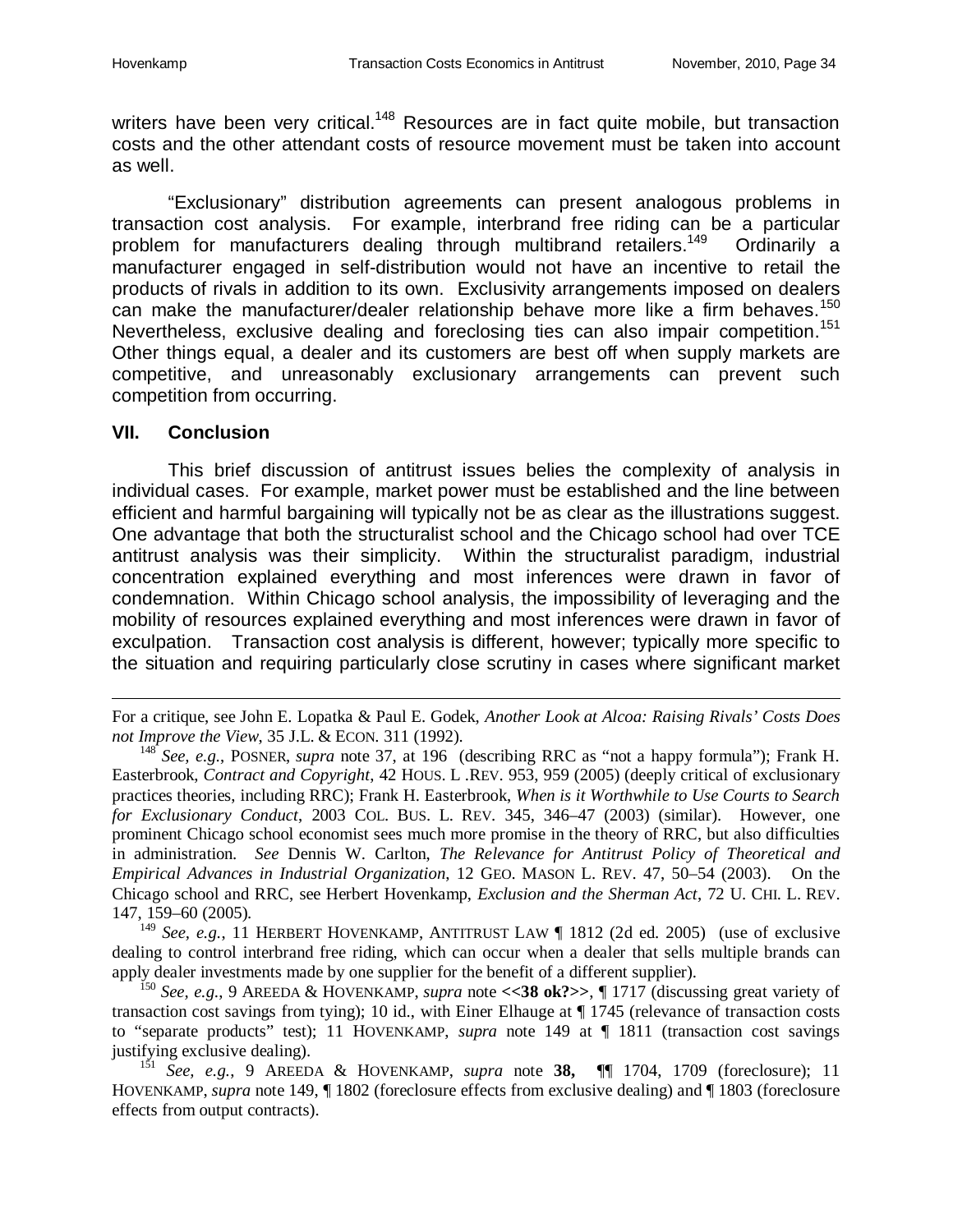writers have been very critical.[148] Resources are in fact quite mobile, but transaction costs and the other attendant costs of resource movement must be taken into account as well.

"Exclusionary" distribution agreements can present analogous problems in transaction cost analysis. For example, interbrand free riding can be a particular problem for manufacturers dealing through multibrand retailers.[149] Ordinarily a manufacturer engaged in self-distribution would not have an incentive to retail the products of rivals in addition to its own. Exclusivity arrangements imposed on dealers can make the manufacturer/dealer relationship behave more like a firm behaves.[150] Nevertheless, exclusive dealing and foreclosing ties can also impair competition.[151] Other things equal, a dealer and its customers are best off when supply markets are competitive, and unreasonably exclusionary arrangements can prevent such competition from occurring.

## VII. Conclusion

This brief discussion of antitrust issues belies the complexity of analysis in individual cases. For example, market power must be established and the line between efficient and harmful bargaining will typically not be as clear as the illustrations suggest. One advantage that both the structuralist school and the Chicago school had over TCE antitrust analysis was their simplicity. Within the structuralist paradigm, industrial concentration explained everything and most inferences were drawn in favor of condemnation. Within Chicago school analysis, the impossibility of leveraging and the mobility of resources explained everything and most inferences were drawn in favor of exculpation. Transaction cost analysis is different, however; typically more specific to the situation and requiring particularly close scrutiny in cases where significant market

---

For a critique, see John E. Lopatka & Paul E. Godek, *Another Look at Alcoa: Raising Rivals' Costs Does not Improve the View*, 35 J.L. & ECON. 311 (1992).

[148] *See, e.g.*, POSNER, *supra* note 37, at 196 (describing RRC as "not a happy formula"); Frank H. Easterbrook, *Contract and Copyright*, 42 HOUS. L .REV. 953, 959 (2005) (deeply critical of exclusionary practices theories, including RRC); Frank H. Easterbrook, *When is it Worthwhile to Use Courts to Search for Exclusionary Conduct*, 2003 COL. BUS. L. REV. 345, 346–47 (2003) (similar). However, one prominent Chicago school economist sees much more promise in the theory of RRC, but also difficulties in administration. *See* Dennis W. Carlton, *The Relevance for Antitrust Policy of Theoretical and Empirical Advances in Industrial Organization*, 12 GEO. MASON L. REV. 47, 50–54 (2003). On the Chicago school and RRC, see Herbert Hovenkamp, *Exclusion and the Sherman Act*, 72 U. CHI. L. REV. 147, 159–60 (2005).

[149] *See, e.g.*, 11 HERBERT HOVENKAMP, ANTITRUST LAW ¶ 1812 (2d ed. 2005) (use of exclusive dealing to control interbrand free riding, which can occur when a dealer that sells multiple brands can apply dealer investments made by one supplier for the benefit of a different supplier).

[150] *See, e.g.*, 9 AREEDA & HOVENKAMP, *supra* note **<<38 ok?>>**, ¶ 1717 (discussing great variety of transaction cost savings from tying); 10 id., with Einer Elhauge at ¶ 1745 (relevance of transaction costs to "separate products" test); 11 HOVENKAMP, *supra* note 149 at ¶ 1811 (transaction cost savings justifying exclusive dealing).

[151] *See, e.g.*, 9 AREEDA & HOVENKAMP, *supra* note **38,** ¶¶ 1704, 1709 (foreclosure); 11 HOVENKAMP, *supra* note 149, ¶ 1802 (foreclosure effects from exclusive dealing) and ¶ 1803 (foreclosure effects from output contracts).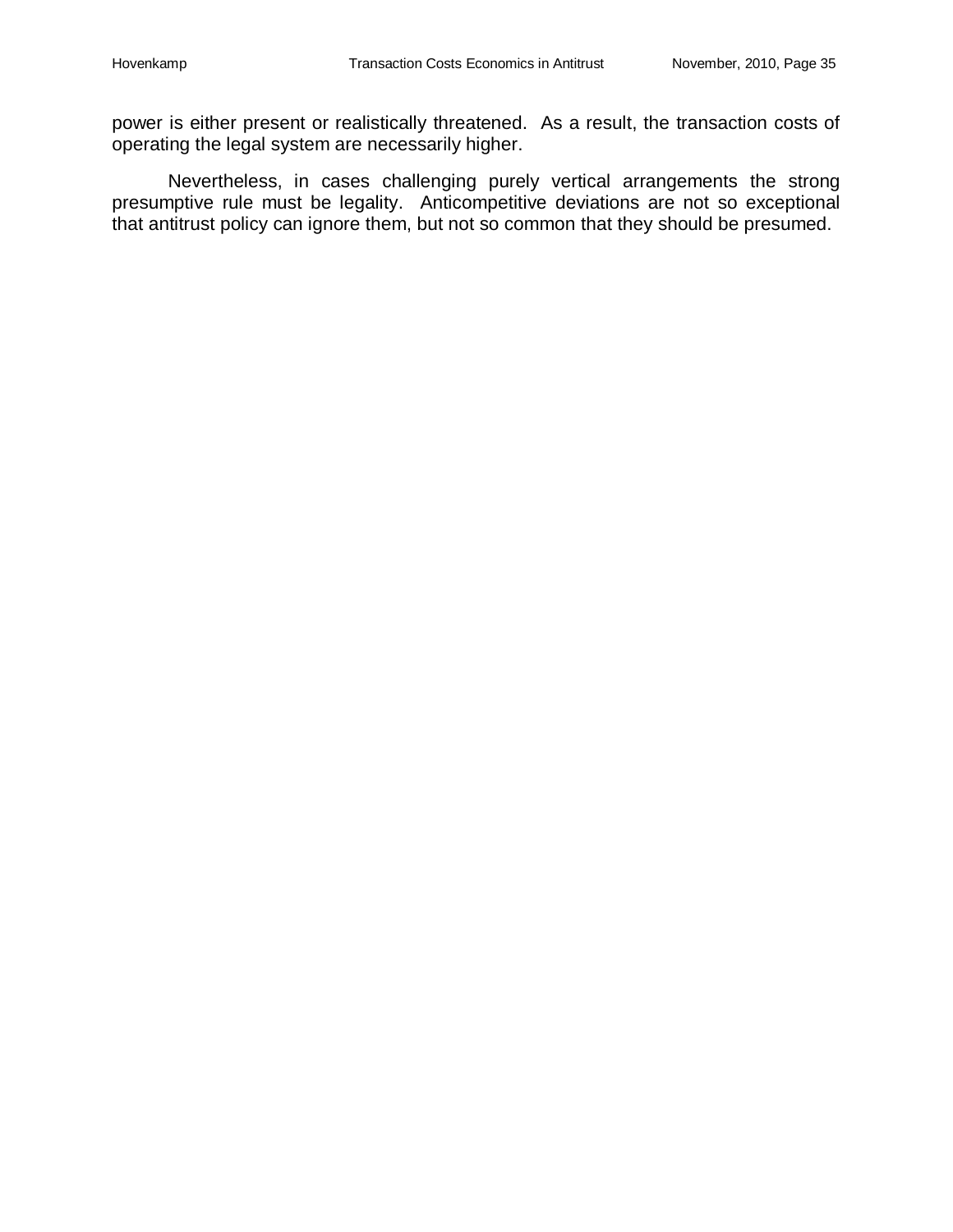power is either present or realistically threatened. As a result, the transaction costs of operating the legal system are necessarily higher.

Nevertheless, in cases challenging purely vertical arrangements the strong presumptive rule must be legality. Anticompetitive deviations are not so exceptional that antitrust policy can ignore them, but not so common that they should be presumed.